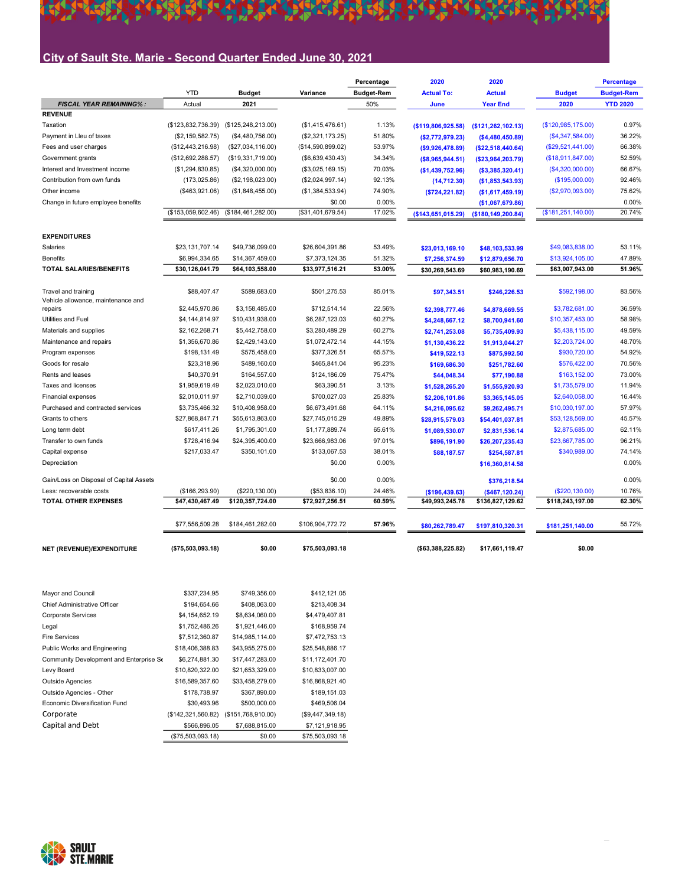# City of Sault Ste. Marie - Second Quarter Ended June 30, 2021

| | YTD Actual | Budget 2021 | Variance | Percentage Budget-Rem | 2020 Actual To: June | 2020 Actual Year End | Budget 2020 | Percentage Budget-Rem YTD 2020 |
|---|---|---|---|---|---|---|---|---|
| ***FISCAL YEAR REMAINING% :*** | | | | 50% | | | | |
| **REVENUE** | | | | | | | | |
| Taxation | ($123,832,736.39) | ($125,248,213.00) | ($1,415,476.61) | 1.13% | **($119,806,925.58)** | **($121,262,102.13)** | ($120,985,175.00) | 0.97% |
| Payment in Lleu of taxes | ($2,159,582.75) | ($4,480,756.00) | ($2,321,173.25) | 51.80% | **($2,772,979.23)** | **($4,480,450.89)** | ($4,347,584.00) | 36.22% |
| Fees and user charges | ($12,443,216.98) | ($27,034,116.00) | ($14,590,899.02) | 53.97% | **($9,926,478.89)** | **($22,518,440.64)** | ($29,521,441.00) | 66.38% |
| Government grants | ($12,692,288.57) | ($19,331,719.00) | ($6,639,430.43) | 34.34% | **($8,965,944.51)** | **($23,964,203.79)** | ($18,911,847.00) | 52.59% |
| Interest and Investment income | ($1,294,830.85) | ($4,320,000.00) | ($3,025,169.15) | 70.03% | **($1,439,752.96)** | **($3,385,320.41)** | ($4,320,000.00) | 66.67% |
| Contribution from own funds | (173,025.86) | ($2,198,023.00) | ($2,024,997.14) | 92.13% | **(14,712.30)** | **($1,853,543.93)** | ($195,000.00) | 92.46% |
| Other income | ($463,921.06) | ($1,848,455.00) | ($1,384,533.94) | 74.90% | **($724,221.82)** | **($1,617,459.19)** | ($2,970,093.00) | 75.62% |
| Change in future employee benefits | | | $0.00 | 0.00% | | **($1,067,679.86)** | | 0.00% |
| | ($153,059,602.46) | ($184,461,282.00) | ($31,401,679.54) | 17.02% | **($143,651,015.29)** | **($180,149,200.84)** | ($181,251,140.00) | 20.74% |
| **EXPENDITURES** | | | | | | | | |
| Salaries | $23,131,707.14 | $49,736,099.00 | $26,604,391.86 | 53.49% | **$23,013,169.10** | **$48,103,533.99** | $49,083,838.00 | 53.11% |
| Benefits | $6,994,334.65 | $14,367,459.00 | $7,373,124.35 | 51.32% | **$7,256,374.59** | **$12,879,656.70** | $13,924,105.00 | 47.89% |
| **TOTAL SALARIES/BENEFITS** | **$30,126,041.79** | **$64,103,558.00** | **$33,977,516.21** | **53.00%** | **$30,269,543.69** | **$60,983,190.69** | **$63,007,943.00** | **51.96%** |
| Travel and training | $88,407.47 | $589,683.00 | $501,275.53 | 85.01% | **$97,343.51** | **$246,226.53** | $592,198.00 | 83.56% |
| Vehicle allowance, maintenance and repairs | $2,445,970.86 | $3,158,485.00 | $712,514.14 | 22.56% | **$2,398,777.46** | **$4,878,669.55** | $3,782,681.00 | 36.59% |
| Utilities and Fuel | $4,144,814.97 | $10,431,938.00 | $6,287,123.03 | 60.27% | **$4,248,667.12** | **$8,700,941.60** | $10,357,453.00 | 58.98% |
| Materials and supplies | $2,162,268.71 | $5,442,758.00 | $3,280,489.29 | 60.27% | **$2,741,253.08** | **$5,735,409.93** | $5,438,115.00 | 49.59% |
| Maintenance and repairs | $1,356,670.86 | $2,429,143.00 | $1,072,472.14 | 44.15% | **$1,130,436.22** | **$1,913,044.27** | $2,203,724.00 | 48.70% |
| Program expenses | $198,131.49 | $575,458.00 | $377,326.51 | 65.57% | **$419,522.13** | **$875,992.50** | $930,720.00 | 54.92% |
| Goods for resale | $23,318.96 | $489,160.00 | $465,841.04 | 95.23% | **$169,686.30** | **$251,782.60** | $576,422.00 | 70.56% |
| Rents and leases | $40,370.91 | $164,557.00 | $124,186.09 | 75.47% | **$44,048.34** | **$77,190.88** | $163,152.00 | 73.00% |
| Taxes and licenses | $1,959,619.49 | $2,023,010.00 | $63,390.51 | 3.13% | **$1,528,265.20** | **$1,555,920.93** | $1,735,579.00 | 11.94% |
| Financial expenses | $2,010,011.97 | $2,710,039.00 | $700,027.03 | 25.83% | **$2,206,101.86** | **$3,365,145.05** | $2,640,058.00 | 16.44% |
| Purchased and contracted services | $3,735,466.32 | $10,408,958.00 | $6,673,491.68 | 64.11% | **$4,216,095.62** | **$9,262,495.71** | $10,030,197.00 | 57.97% |
| Grants to others | $27,868,847.71 | $55,613,863.00 | $27,745,015.29 | 49.89% | **$28,915,579.03** | **$54,401,037.81** | $53,128,569.00 | 45.57% |
| Long term debt | $617,411.26 | $1,795,301.00 | $1,177,889.74 | 65.61% | **$1,089,530.07** | **$2,831,536.14** | $2,875,685.00 | 62.11% |
| Transfer to own funds | $728,416.94 | $24,395,400.00 | $23,666,983.06 | 97.01% | **$896,191.90** | **$26,207,235.43** | $23,667,785.00 | 96.21% |
| Capital expense | $217,033.47 | $350,101.00 | $133,067.53 | 38.01% | **$88,187.57** | **$254,587.81** | $340,989.00 | 74.14% |
| Depreciation | | | $0.00 | 0.00% | | **$16,360,814.58** | | 0.00% |
| Gain/Loss on Disposal of Capital Assets | | | $0.00 | 0.00% | | **$376,218.54** | | 0.00% |
| Less: recoverable costs | ($166,293.90) | ($220,130.00) | ($53,836.10) | 24.46% | **($196,439.63)** | **($467,120.24)** | ($220,130.00) | 10.76% |
| **TOTAL OTHER EXPENSES** | **$47,430,467.49** | **$120,357,724.00** | **$72,927,256.51** | **60.59%** | **$49,993,245.78** | **$136,827,129.62** | **$118,243,197.00** | **62.30%** |
| | $77,556,509.28 | $184,461,282.00 | $106,904,772.72 | **57.96%** | **$80,262,789.47** | **$197,810,320.31** | **$181,251,140.00** | 55.72% |
| **NET (REVENUE)/EXPENDITURE** | **($75,503,093.18)** | **$0.00** | **$75,503,093.18** | | **($63,388,225.82)** | **$17,661,119.47** | **$0.00** | |

| | YTD Actual | Budget 2021 | Variance |
|---|---|---|---|
| Mayor and Council | $337,234.95 | $749,356.00 | $412,121.05 |
| Chief Administrative Officer | $194,654.66 | $408,063.00 | $213,408.34 |
| Corporate Services | $4,154,652.19 | $8,634,060.00 | $4,479,407.81 |
| Legal | $1,752,486.26 | $1,921,446.00 | $168,959.74 |
| Fire Services | $7,512,360.87 | $14,985,114.00 | $7,472,753.13 |
| Public Works and Engineering | $18,406,388.83 | $43,955,275.00 | $25,548,886.17 |
| Community Development and Enterprise Se | $6,274,881.30 | $17,447,283.00 | $11,172,401.70 |
| Levy Board | $10,820,322.00 | $21,653,329.00 | $10,833,007.00 |
| Outside Agencies | $16,589,357.60 | $33,458,279.00 | $16,868,921.40 |
| Outside Agencies - Other | $178,738.97 | $367,890.00 | $189,151.03 |
| Economic Diversification Fund | $30,493.96 | $500,000.00 | $469,506.04 |
| Corporate | ($142,321,560.82) | ($151,768,910.00) | ($9,447,349.18) |
| Capital and Debt | $566,896.05 | $7,688,815.00 | $7,121,918.95 |
| | ($75,503,093.18) | $0.00 | $75,503,093.18 |

SAULT STE.MARIE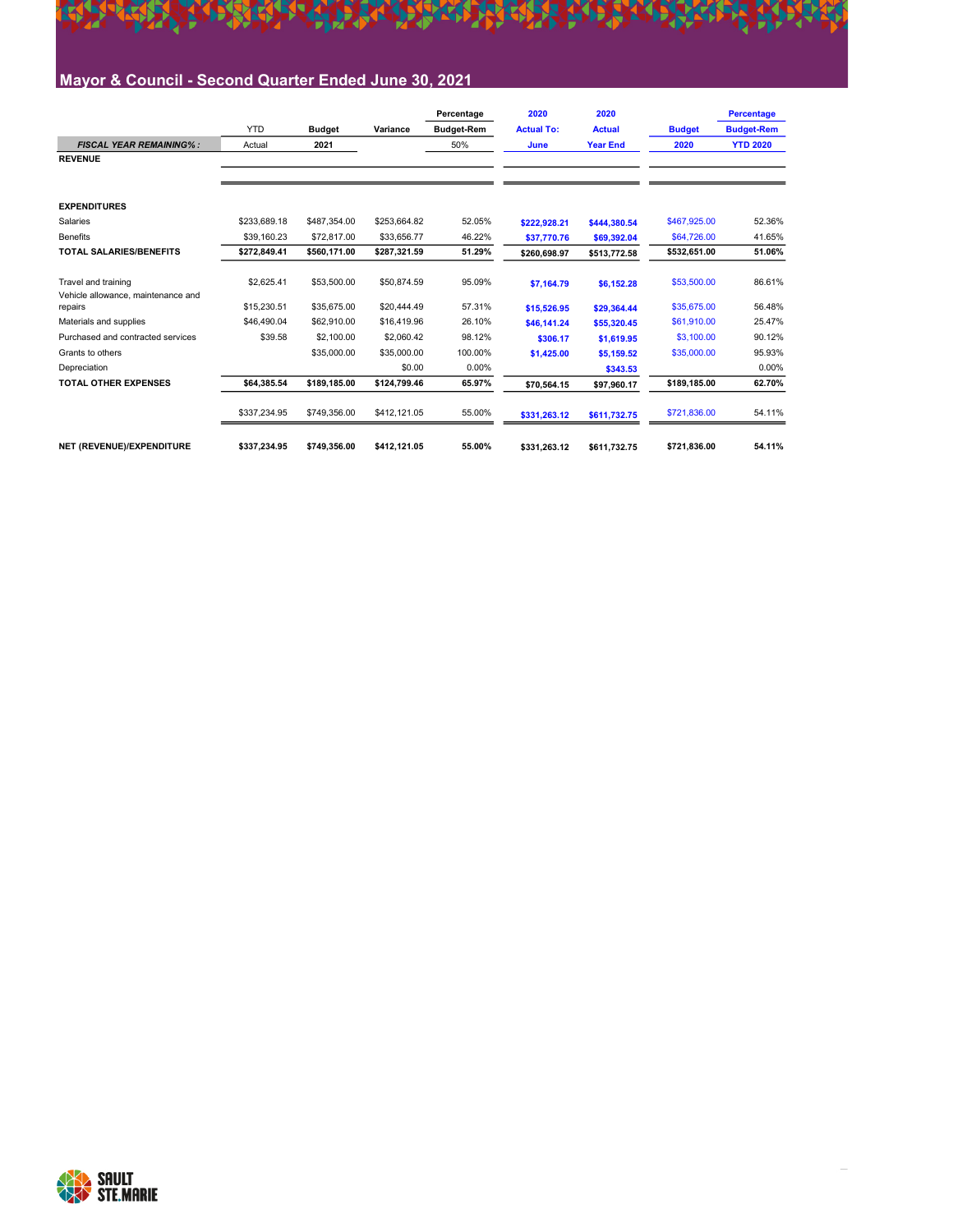## Mayor & Council - Second Quarter Ended June 30, 2021

| | YTD | Budget | Variance | Percentage Budget-Rem | 2020 Actual To: | 2020 Actual | Budget | Percentage Budget-Rem |
|---|---|---|---|---|---|---|---|---|
| ***FISCAL YEAR REMAINING%:*** | Actual | **2021** | | 50% | **June** | **Year End** | **2020** | **YTD 2020** |
| **REVENUE** | | | | | | | | |
| | | | | | | | | |
| **EXPENDITURES** | | | | | | | | |
| Salaries | $233,689.18 | $487,354.00 | $253,664.82 | 52.05% | $222,928.21 | $444,380.54 | $467,925.00 | 52.36% |
| Benefits | $39,160.23 | $72,817.00 | $33,656.77 | 46.22% | $37,770.76 | $69,392.04 | $64,726.00 | 41.65% |
| **TOTAL SALARIES/BENEFITS** | **$272,849.41** | **$560,171.00** | **$287,321.59** | **51.29%** | **$260,698.97** | **$513,772.58** | **$532,651.00** | **51.06%** |
| Travel and training | $2,625.41 | $53,500.00 | $50,874.59 | 95.09% | $7,164.79 | $6,152.28 | $53,500.00 | 86.61% |
| Vehicle allowance, maintenance and repairs | $15,230.51 | $35,675.00 | $20,444.49 | 57.31% | $15,526.95 | $29,364.44 | $35,675.00 | 56.48% |
| Materials and supplies | $46,490.04 | $62,910.00 | $16,419.96 | 26.10% | $46,141.24 | $55,320.45 | $61,910.00 | 25.47% |
| Purchased and contracted services | $39.58 | $2,100.00 | $2,060.42 | 98.12% | $306.17 | $1,619.95 | $3,100.00 | 90.12% |
| Grants to others | | $35,000.00 | $35,000.00 | 100.00% | $1,425.00 | $5,159.52 | $35,000.00 | 95.93% |
| Depreciation | | | $0.00 | 0.00% | | $343.53 | | 0.00% |
| **TOTAL OTHER EXPENSES** | **$64,385.54** | **$189,185.00** | **$124,799.46** | **65.97%** | **$70,564.15** | **$97,960.17** | **$189,185.00** | **62.70%** |
| | $337,234.95 | $749,356.00 | $412,121.05 | 55.00% | $331,263.12 | $611,732.75 | $721,836.00 | 54.11% |
| **NET (REVENUE)/EXPENDITURE** | **$337,234.95** | **$749,356.00** | **$412,121.05** | **55.00%** | **$331,263.12** | **$611,732.75** | **$721,836.00** | **54.11%** |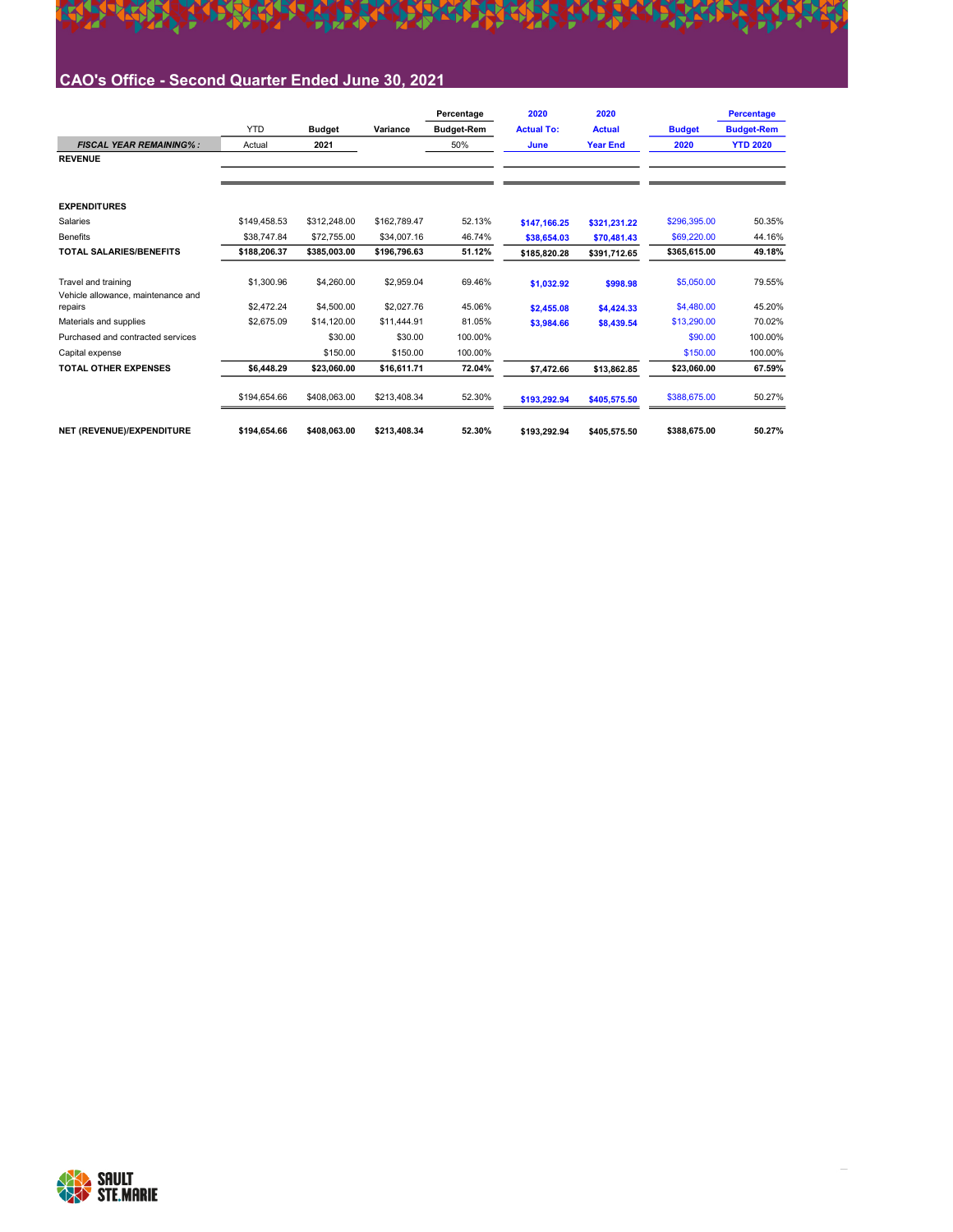# CAO's Office - Second Quarter Ended June 30, 2021

| | YTD | Budget | Variance | Percentage Budget-Rem | 2020 Actual To: | 2020 Actual | Budget | Percentage Budget-Rem |
|---|---|---|---|---|---|---|---|---|
| ***FISCAL YEAR REMAINING%:*** | Actual | **2021** | | 50% | **June** | **Year End** | **2020** | **YTD 2020** |
| **REVENUE** | | | | | | | | |
| **EXPENDITURES** | | | | | | | | |
| Salaries | $149,458.53 | $312,248.00 | $162,789.47 | 52.13% | $147,166.25 | $321,231.22 | $296,395.00 | 50.35% |
| Benefits | $38,747.84 | $72,755.00 | $34,007.16 | 46.74% | $38,654.03 | $70,481.43 | $69,220.00 | 44.16% |
| **TOTAL SALARIES/BENEFITS** | **$188,206.37** | **$385,003.00** | **$196,796.63** | **51.12%** | **$185,820.28** | **$391,712.65** | **$365,615.00** | **49.18%** |
| Travel and training | $1,300.96 | $4,260.00 | $2,959.04 | 69.46% | $1,032.92 | $998.98 | $5,050.00 | 79.55% |
| Vehicle allowance, maintenance and repairs | $2,472.24 | $4,500.00 | $2,027.76 | 45.06% | $2,455.08 | $4,424.33 | $4,480.00 | 45.20% |
| Materials and supplies | $2,675.09 | $14,120.00 | $11,444.91 | 81.05% | $3,984.66 | $8,439.54 | $13,290.00 | 70.02% |
| Purchased and contracted services | | $30.00 | $30.00 | 100.00% | | | $90.00 | 100.00% |
| Capital expense | | $150.00 | $150.00 | 100.00% | | | $150.00 | 100.00% |
| **TOTAL OTHER EXPENSES** | **$6,448.29** | **$23,060.00** | **$16,611.71** | **72.04%** | **$7,472.66** | **$13,862.85** | **$23,060.00** | **67.59%** |
| | $194,654.66 | $408,063.00 | $213,408.34 | 52.30% | $193,292.94 | $405,575.50 | $388,675.00 | 50.27% |
| **NET (REVENUE)/EXPENDITURE** | **$194,654.66** | **$408,063.00** | **$213,408.34** | **52.30%** | **$193,292.94** | **$405,575.50** | **$388,675.00** | **50.27%** |

SAULT STE.MARIE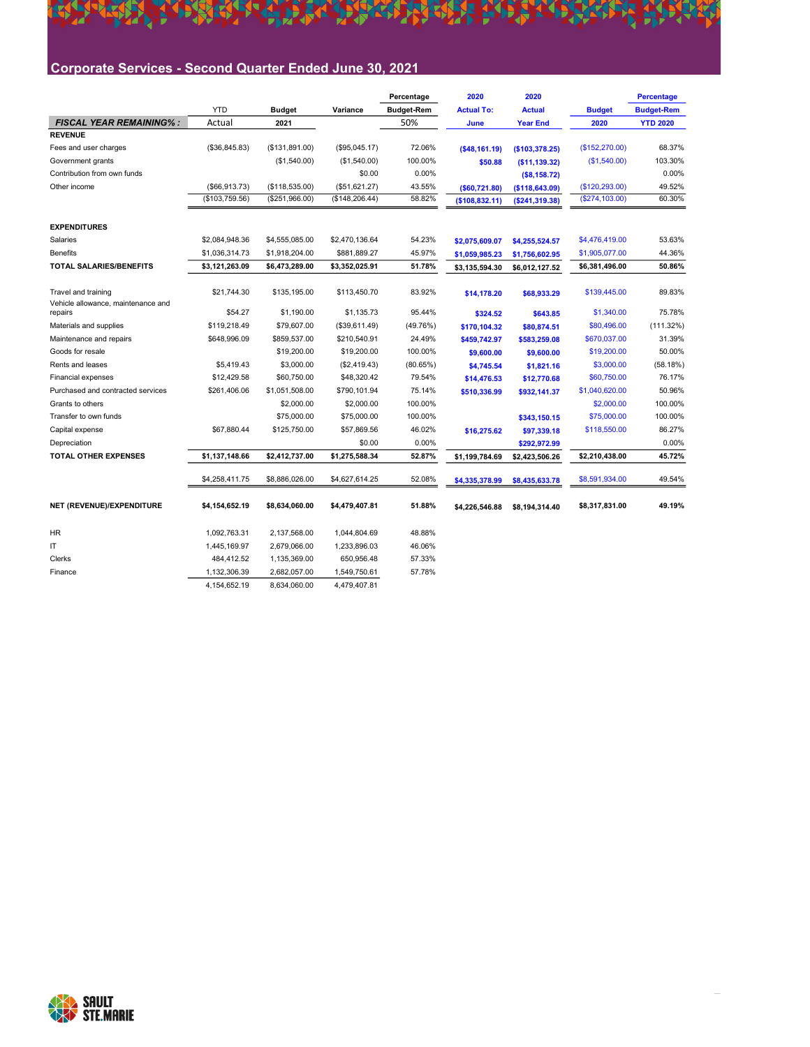## Corporate Services - Second Quarter Ended June 30, 2021

| | YTD | Budget | Variance | Percentage Budget-Rem | 2020 Actual To: June | 2020 Actual Year End | Budget 2020 | Percentage Budget-Rem YTD 2020 |
|---|---|---|---|---|---|---|---|---|
| *FISCAL YEAR REMAINING% :* | Actual | 2021 | | 50% | | | | |
| **REVENUE** | | | | | | | | |
| Fees and user charges | ($36,845.83) | ($131,891.00) | ($95,045.17) | 72.06% | ($48,161.19) | ($103,378.25) | ($152,270.00) | 68.37% |
| Government grants | | ($1,540.00) | ($1,540.00) | 100.00% | $50.88 | ($11,139.32) | ($1,540.00) | 103.30% |
| Contribution from own funds | | | $0.00 | 0.00% | | ($8,158.72) | | 0.00% |
| Other income | ($66,913.73) | ($118,535.00) | ($51,621.27) | 43.55% | ($60,721.80) | ($118,643.09) | ($120,293.00) | 49.52% |
| | ($103,759.56) | ($251,966.00) | ($148,206.44) | 58.82% | ($108,832.11) | ($241,319.38) | ($274,103.00) | 60.30% |
| **EXPENDITURES** | | | | | | | | |
| Salaries | $2,084,948.36 | $4,555,085.00 | $2,470,136.64 | 54.23% | $2,075,609.07 | $4,255,524.57 | $4,476,419.00 | 53.63% |
| Benefits | $1,036,314.73 | $1,918,204.00 | $881,889.27 | 45.97% | $1,059,985.23 | $1,756,602.95 | $1,905,077.00 | 44.36% |
| **TOTAL SALARIES/BENEFITS** | **$3,121,263.09** | **$6,473,289.00** | **$3,352,025.91** | **51.78%** | $3,135,594.30 | $6,012,127.52 | **$6,381,496.00** | **50.86%** |
| Travel and training | $21,744.30 | $135,195.00 | $113,450.70 | 83.92% | $14,178.20 | $68,933.29 | $139,445.00 | 89.83% |
| Vehicle allowance, maintenance and repairs | $54.27 | $1,190.00 | $1,135.73 | 95.44% | $324.52 | $643.85 | $1,340.00 | 75.78% |
| Materials and supplies | $119,218.49 | $79,607.00 | ($39,611.49) | (49.76%) | $170,104.32 | $80,874.51 | $80,496.00 | (111.32%) |
| Maintenance and repairs | $648,996.09 | $859,537.00 | $210,540.91 | 24.49% | $459,742.97 | $583,259.08 | $670,037.00 | 31.39% |
| Goods for resale | | $19,200.00 | $19,200.00 | 100.00% | $9,600.00 | $9,600.00 | $19,200.00 | 50.00% |
| Rents and leases | $5,419.43 | $3,000.00 | ($2,419.43) | (80.65%) | $4,745.54 | $1,821.16 | $3,000.00 | (58.18%) |
| Financial expenses | $12,429.58 | $60,750.00 | $48,320.42 | 79.54% | $14,476.53 | $12,770.68 | $60,750.00 | 76.17% |
| Purchased and contracted services | $261,406.06 | $1,051,508.00 | $790,101.94 | 75.14% | $510,336.99 | $932,141.37 | $1,040,620.00 | 50.96% |
| Grants to others | | $2,000.00 | $2,000.00 | 100.00% | | | $2,000.00 | 100.00% |
| Transfer to own funds | | $75,000.00 | $75,000.00 | 100.00% | | $343,150.15 | $75,000.00 | 100.00% |
| Capital expense | $67,880.44 | $125,750.00 | $57,869.56 | 46.02% | $16,275.62 | $97,339.18 | $118,550.00 | 86.27% |
| Depreciation | | | $0.00 | 0.00% | | $292,972.99 | | 0.00% |
| **TOTAL OTHER EXPENSES** | **$1,137,148.66** | **$2,412,737.00** | **$1,275,588.34** | **52.87%** | $1,199,784.69 | $2,423,506.26 | **$2,210,438.00** | **45.72%** |
| | $4,258,411.75 | $8,886,026.00 | $4,627,614.25 | 52.08% | $4,335,378.99 | $8,435,633.78 | $8,591,934.00 | 49.54% |
| **NET (REVENUE)/EXPENDITURE** | **$4,154,652.19** | **$8,634,060.00** | **$4,479,407.81** | **51.88%** | $4,226,546.88 | $8,194,314.40 | **$8,317,831.00** | **49.19%** |

| | YTD | Budget | Variance | Percentage |
|---|---|---|---|---|
| HR | 1,092,763.31 | 2,137,568.00 | 1,044,804.69 | 48.88% |
| IT | 1,445,169.97 | 2,679,066.00 | 1,233,896.03 | 46.06% |
| Clerks | 484,412.52 | 1,135,369.00 | 650,956.48 | 57.33% |
| Finance | 1,132,306.39 | 2,682,057.00 | 1,549,750.61 | 57.78% |
| | 4,154,652.19 | 8,634,060.00 | 4,479,407.81 | |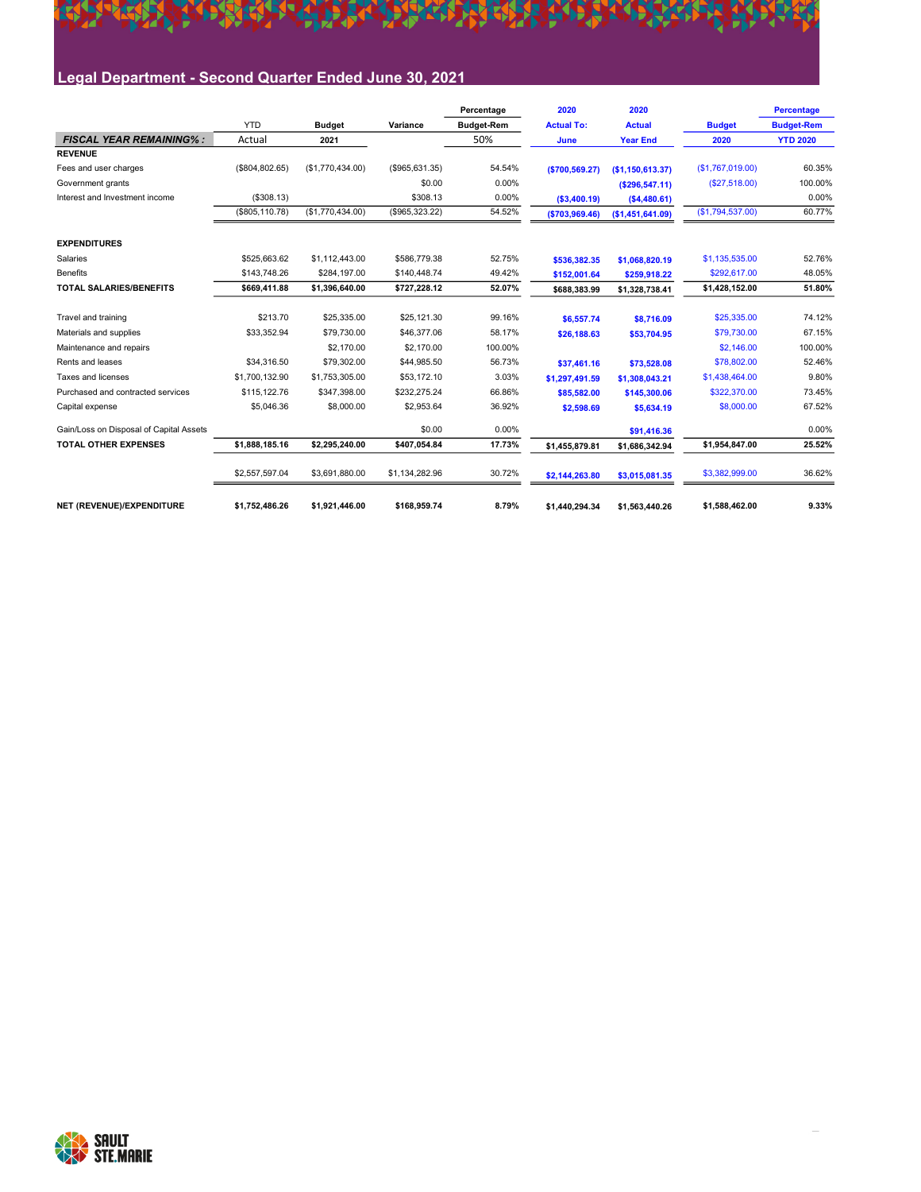## Legal Department - Second Quarter Ended June 30, 2021

| | YTD Actual | Budget 2021 | Variance | Percentage Budget-Rem | 2020 Actual To: June | 2020 Actual Year End | Budget 2020 | Percentage Budget-Rem YTD 2020 |
|---|---|---|---|---|---|---|---|---|
| ***FISCAL YEAR REMAINING% :*** | | | | 50% | | | | |
| **REVENUE** | | | | | | | | |
| Fees and user charges | ($804,802.65) | ($1,770,434.00) | ($965,631.35) | 54.54% | ($700,569.27) | ($1,150,613.37) | ($1,767,019.00) | 60.35% |
| Government grants | | | $0.00 | 0.00% | | ($296,547.11) | ($27,518.00) | 100.00% |
| Interest and Investment income | ($308.13) | | $308.13 | 0.00% | ($3,400.19) | ($4,480.61) | | 0.00% |
| | ($805,110.78) | ($1,770,434.00) | ($965,323.22) | 54.52% | ($703,969.46) | ($1,451,641.09) | ($1,794,537.00) | 60.77% |
| **EXPENDITURES** | | | | | | | | |
| Salaries | $525,663.62 | $1,112,443.00 | $586,779.38 | 52.75% | $536,382.35 | $1,068,820.19 | $1,135,535.00 | 52.76% |
| Benefits | $143,748.26 | $284,197.00 | $140,448.74 | 49.42% | $152,001.64 | $259,918.22 | $292,617.00 | 48.05% |
| **TOTAL SALARIES/BENEFITS** | **$669,411.88** | **$1,396,640.00** | **$727,228.12** | **52.07%** | **$688,383.99** | **$1,328,738.41** | **$1,428,152.00** | **51.80%** |
| Travel and training | $213.70 | $25,335.00 | $25,121.30 | 99.16% | $6,557.74 | $8,716.09 | $25,335.00 | 74.12% |
| Materials and supplies | $33,352.94 | $79,730.00 | $46,377.06 | 58.17% | $26,188.63 | $53,704.95 | $79,730.00 | 67.15% |
| Maintenance and repairs | | $2,170.00 | $2,170.00 | 100.00% | | | $2,146.00 | 100.00% |
| Rents and leases | $34,316.50 | $79,302.00 | $44,985.50 | 56.73% | $37,461.16 | $73,528.08 | $78,802.00 | 52.46% |
| Taxes and licenses | $1,700,132.90 | $1,753,305.00 | $53,172.10 | 3.03% | $1,297,491.59 | $1,308,043.21 | $1,438,464.00 | 9.80% |
| Purchased and contracted services | $115,122.76 | $347,398.00 | $232,275.24 | 66.86% | $85,582.00 | $145,300.06 | $322,370.00 | 73.45% |
| Capital expense | $5,046.36 | $8,000.00 | $2,953.64 | 36.92% | $2,598.69 | $5,634.19 | $8,000.00 | 67.52% |
| Gain/Loss on Disposal of Capital Assets | | | $0.00 | 0.00% | | $91,416.36 | | 0.00% |
| **TOTAL OTHER EXPENSES** | **$1,888,185.16** | **$2,295,240.00** | **$407,054.84** | **17.73%** | **$1,455,879.81** | **$1,686,342.94** | **$1,954,847.00** | **25.52%** |
| | $2,557,597.04 | $3,691,880.00 | $1,134,282.96 | 30.72% | $2,144,263.80 | $3,015,081.35 | $3,382,999.00 | 36.62% |
| **NET (REVENUE)/EXPENDITURE** | **$1,752,486.26** | **$1,921,446.00** | **$168,959.74** | **8.79%** | **$1,440,294.34** | **$1,563,440.26** | **$1,588,462.00** | **9.33%** |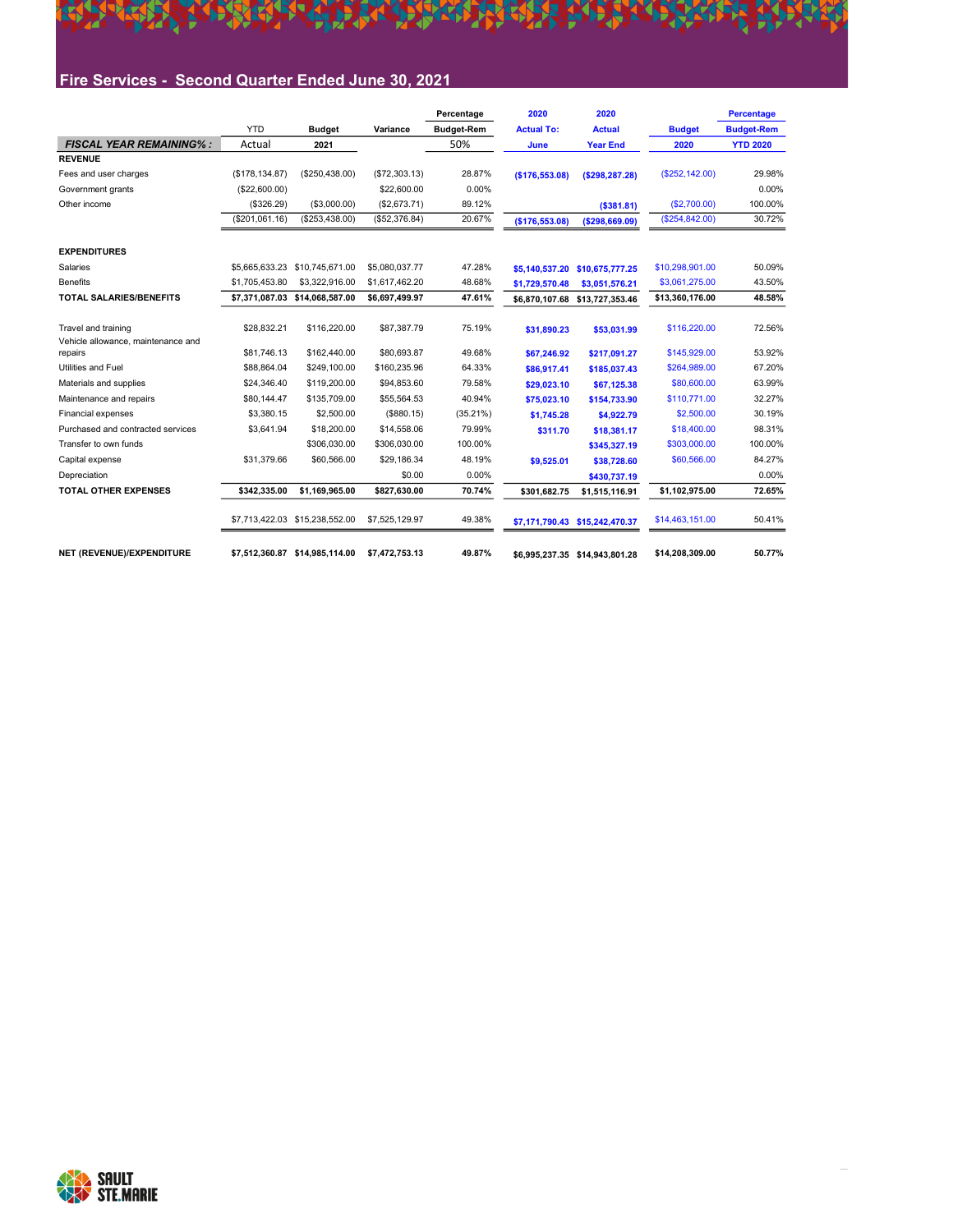## Fire Services - Second Quarter Ended June 30, 2021

| | YTD | Budget | Variance | Percentage Budget-Rem | 2020 Actual To: June | 2020 Actual Year End | Budget 2020 | Percentage Budget-Rem YTD 2020 |
|---|---|---|---|---|---|---|---|---|
| ***FISCAL YEAR REMAINING% :*** | Actual | 2021 | | 50% | | | | |
| **REVENUE** | | | | | | | | |
| Fees and user charges | ($178,134.87) | ($250,438.00) | ($72,303.13) | 28.87% | ($176,553.08) | ($298,287.28) | ($252,142.00) | 29.98% |
| Government grants | ($22,600.00) | | $22,600.00 | 0.00% | | | | 0.00% |
| Other income | ($326.29) | ($3,000.00) | ($2,673.71) | 89.12% | | ($381.81) | ($2,700.00) | 100.00% |
| | ($201,061.16) | ($253,438.00) | ($52,376.84) | 20.67% | ($176,553.08) | ($298,669.09) | ($254,842.00) | 30.72% |
| **EXPENDITURES** | | | | | | | | |
| Salaries | $5,665,633.23 | $10,745,671.00 | $5,080,037.77 | 47.28% | $5,140,537.20 | $10,675,777.25 | $10,298,901.00 | 50.09% |
| Benefits | $1,705,453.80 | $3,322,916.00 | $1,617,462.20 | 48.68% | $1,729,570.48 | $3,051,576.21 | $3,061,275.00 | 43.50% |
| **TOTAL SALARIES/BENEFITS** | **$7,371,087.03** | **$14,068,587.00** | **$6,697,499.97** | **47.61%** | **$6,870,107.68** | **$13,727,353.46** | **$13,360,176.00** | **48.58%** |
| Travel and training | $28,832.21 | $116,220.00 | $87,387.79 | 75.19% | $31,890.23 | $53,031.99 | $116,220.00 | 72.56% |
| Vehicle allowance, maintenance and repairs | $81,746.13 | $162,440.00 | $80,693.87 | 49.68% | $67,246.92 | $217,091.27 | $145,929.00 | 53.92% |
| Utilities and Fuel | $88,864.04 | $249,100.00 | $160,235.96 | 64.33% | $86,917.41 | $185,037.43 | $264,989.00 | 67.20% |
| Materials and supplies | $24,346.40 | $119,200.00 | $94,853.60 | 79.58% | $29,023.10 | $67,125.38 | $80,600.00 | 63.99% |
| Maintenance and repairs | $80,144.47 | $135,709.00 | $55,564.53 | 40.94% | $75,023.10 | $154,733.90 | $110,771.00 | 32.27% |
| Financial expenses | $3,380.15 | $2,500.00 | ($880.15) | (35.21%) | $1,745.28 | $4,922.79 | $2,500.00 | 30.19% |
| Purchased and contracted services | $3,641.94 | $18,200.00 | $14,558.06 | 79.99% | $311.70 | $18,381.17 | $18,400.00 | 98.31% |
| Transfer to own funds | | $306,030.00 | $306,030.00 | 100.00% | | $345,327.19 | $303,000.00 | 100.00% |
| Capital expense | $31,379.66 | $60,566.00 | $29,186.34 | 48.19% | $9,525.01 | $38,728.60 | $60,566.00 | 84.27% |
| Depreciation | | | $0.00 | 0.00% | | $430,737.19 | | 0.00% |
| **TOTAL OTHER EXPENSES** | **$342,335.00** | **$1,169,965.00** | **$827,630.00** | **70.74%** | **$301,682.75** | **$1,515,116.91** | **$1,102,975.00** | **72.65%** |
| | $7,713,422.03 | $15,238,552.00 | $7,525,129.97 | 49.38% | $7,171,790.43 | $15,242,470.37 | $14,463,151.00 | 50.41% |
| **NET (REVENUE)/EXPENDITURE** | **$7,512,360.87** | **$14,985,114.00** | **$7,472,753.13** | **49.87%** | **$6,995,237.35** | **$14,943,801.28** | **$14,208,309.00** | **50.77%** |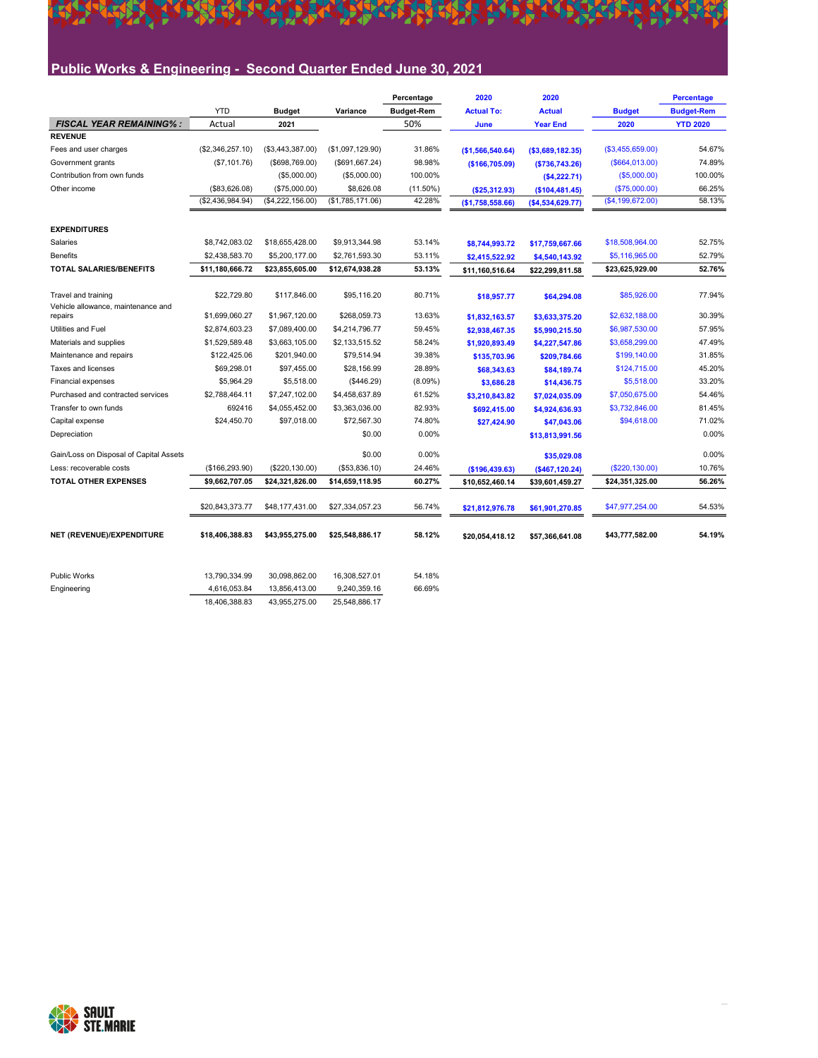# Public Works & Engineering - Second Quarter Ended June 30, 2021

| | YTD | Budget | Variance | Percentage Budget-Rem | 2020 Actual To: | 2020 Actual | Budget | Percentage Budget-Rem |
|---|---|---|---|---|---|---|---|---|
| ***FISCAL YEAR REMAINING% :*** | Actual | 2021 | | 50% | June | Year End | 2020 | YTD 2020 |
| **REVENUE** | | | | | | | | |
| Fees and user charges | ($2,346,257.10) | ($3,443,387.00) | ($1,097,129.90) | 31.86% | **($1,566,540.64)** | **($3,689,182.35)** | ($3,455,659.00) | 54.67% |
| Government grants | ($7,101.76) | ($698,769.00) | ($691,667.24) | 98.98% | **($166,705.09)** | **($736,743.26)** | ($664,013.00) | 74.89% |
| Contribution from own funds | | ($5,000.00) | ($5,000.00) | 100.00% | | **($4,222.71)** | ($5,000.00) | 100.00% |
| Other income | ($83,626.08) | ($75,000.00) | $8,626.08 | (11.50%) | **($25,312.93)** | **($104,481.45)** | ($75,000.00) | 66.25% |
| | ($2,436,984.94) | ($4,222,156.00) | ($1,785,171.06) | 42.28% | **($1,758,558.66)** | **($4,534,629.77)** | ($4,199,672.00) | 58.13% |
| **EXPENDITURES** | | | | | | | | |
| Salaries | $8,742,083.02 | $18,655,428.00 | $9,913,344.98 | 53.14% | **$8,744,993.72** | **$17,759,667.66** | $18,508,964.00 | 52.75% |
| Benefits | $2,438,583.70 | $5,200,177.00 | $2,761,593.30 | 53.11% | **$2,415,522.92** | **$4,540,143.92** | $5,116,965.00 | 52.79% |
| **TOTAL SALARIES/BENEFITS** | **$11,180,666.72** | **$23,855,605.00** | **$12,674,938.28** | **53.13%** | **$11,160,516.64** | **$22,299,811.58** | **$23,625,929.00** | **52.76%** |
| Travel and training | $22,729.80 | $117,846.00 | $95,116.20 | 80.71% | **$18,957.77** | **$64,294.08** | $85,926.00 | 77.94% |
| Vehicle allowance, maintenance and repairs | $1,699,060.27 | $1,967,120.00 | $268,059.73 | 13.63% | **$1,832,163.57** | **$3,633,375.20** | $2,632,188.00 | 30.39% |
| Utilities and Fuel | $2,874,603.23 | $7,089,400.00 | $4,214,796.77 | 59.45% | **$2,938,467.35** | **$5,990,215.50** | $6,987,530.00 | 57.95% |
| Materials and supplies | $1,529,589.48 | $3,663,105.00 | $2,133,515.52 | 58.24% | **$1,920,893.49** | **$4,227,547.86** | $3,658,299.00 | 47.49% |
| Maintenance and repairs | $122,425.06 | $201,940.00 | $79,514.94 | 39.38% | **$135,703.96** | **$209,784.66** | $199,140.00 | 31.85% |
| Taxes and licenses | $69,298.01 | $97,455.00 | $28,156.99 | 28.89% | **$68,343.63** | **$84,189.74** | $124,715.00 | 45.20% |
| Financial expenses | $5,964.29 | $5,518.00 | ($446.29) | (8.09%) | **$3,686.28** | **$14,436.75** | $5,518.00 | 33.20% |
| Purchased and contracted services | $2,788,464.11 | $7,247,102.00 | $4,458,637.89 | 61.52% | **$3,210,843.82** | **$7,024,035.09** | $7,050,675.00 | 54.46% |
| Transfer to own funds | 692416 | $4,055,452.00 | $3,363,036.00 | 82.93% | **$692,415.00** | **$4,924,636.93** | $3,732,846.00 | 81.45% |
| Capital expense | $24,450.70 | $97,018.00 | $72,567.30 | 74.80% | **$27,424.90** | **$47,043.06** | $94,618.00 | 71.02% |
| Depreciation | | | $0.00 | 0.00% | | **$13,813,991.56** | | 0.00% |
| Gain/Loss on Disposal of Capital Assets | | | $0.00 | 0.00% | | **$35,029.08** | | 0.00% |
| Less: recoverable costs | ($166,293.90) | ($220,130.00) | ($53,836.10) | 24.46% | **($196,439.63)** | **($467,120.24)** | ($220,130.00) | 10.76% |
| **TOTAL OTHER EXPENSES** | **$9,662,707.05** | **$24,321,826.00** | **$14,659,118.95** | **60.27%** | **$10,652,460.14** | **$39,601,459.27** | **$24,351,325.00** | **56.26%** |
| | $20,843,373.77 | $48,177,431.00 | $27,334,057.23 | 56.74% | **$21,812,976.78** | **$61,901,270.85** | $47,977,254.00 | 54.53% |
| **NET (REVENUE)/EXPENDITURE** | **$18,406,388.83** | **$43,955,275.00** | **$25,548,886.17** | **58.12%** | **$20,054,418.12** | **$57,366,641.08** | **$43,777,582.00** | **54.19%** |

| | | | | |
|---|---|---|---|---|
| Public Works | 13,790,334.99 | 30,098,862.00 | 16,308,527.01 | 54.18% |
| Engineering | 4,616,053.84 | 13,856,413.00 | 9,240,359.16 | 66.69% |
| | 18,406,388.83 | 43,955,275.00 | 25,548,886.17 | |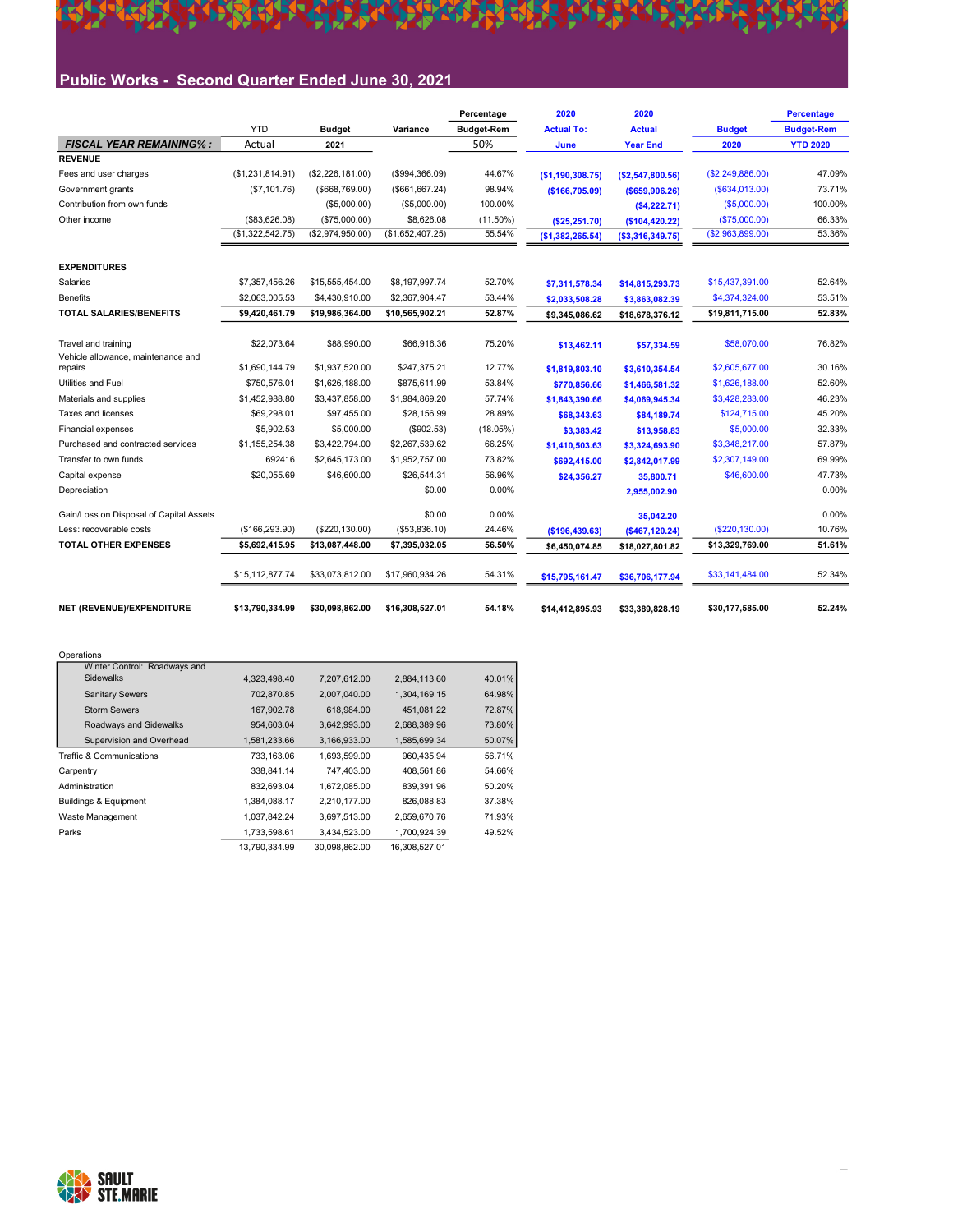# Public Works - Second Quarter Ended June 30, 2021

| | YTD | Budget | Variance | Percentage Budget-Rem | 2020 Actual To: | 2020 Actual | Budget | Percentage Budget-Rem |
|---|---|---|---|---|---|---|---|---|
| *FISCAL YEAR REMAINING% :* | Actual | 2021 | | 50% | June | Year End | 2020 | YTD 2020 |
| **REVENUE** | | | | | | | | |
| Fees and user charges | ($1,231,814.91) | ($2,226,181.00) | ($994,366.09) | 44.67% | ($1,190,308.75) | ($2,547,800.56) | ($2,249,886.00) | 47.09% |
| Government grants | ($7,101.76) | ($668,769.00) | ($661,667.24) | 98.94% | ($166,705.09) | ($659,906.26) | ($634,013.00) | 73.71% |
| Contribution from own funds | | ($5,000.00) | ($5,000.00) | 100.00% | | ($4,222.71) | ($5,000.00) | 100.00% |
| Other income | ($83,626.08) | ($75,000.00) | $8,626.08 | (11.50%) | ($25,251.70) | ($104,420.22) | ($75,000.00) | 66.33% |
| | ($1,322,542.75) | ($2,974,950.00) | ($1,652,407.25) | 55.54% | ($1,382,265.54) | ($3,316,349.75) | ($2,963,899.00) | 53.36% |
| **EXPENDITURES** | | | | | | | | |
| Salaries | $7,357,456.26 | $15,555,454.00 | $8,197,997.74 | 52.70% | $7,311,578.34 | $14,815,293.73 | $15,437,391.00 | 52.64% |
| Benefits | $2,063,005.53 | $4,430,910.00 | $2,367,904.47 | 53.44% | $2,033,508.28 | $3,863,082.39 | $4,374,324.00 | 53.51% |
| **TOTAL SALARIES/BENEFITS** | **$9,420,461.79** | **$19,986,364.00** | **$10,565,902.21** | **52.87%** | **$9,345,086.62** | **$18,678,376.12** | **$19,811,715.00** | **52.83%** |
| Travel and training | $22,073.64 | $88,990.00 | $66,916.36 | 75.20% | $13,462.11 | $57,334.59 | $58,070.00 | 76.82% |
| Vehicle allowance, maintenance and repairs | $1,690,144.79 | $1,937,520.00 | $247,375.21 | 12.77% | $1,819,803.10 | $3,610,354.54 | $2,605,677.00 | 30.16% |
| Utilities and Fuel | $750,576.01 | $1,626,188.00 | $875,611.99 | 53.84% | $770,856.66 | $1,466,581.32 | $1,626,188.00 | 52.60% |
| Materials and supplies | $1,452,988.80 | $3,437,858.00 | $1,984,869.20 | 57.74% | $1,843,390.66 | $4,069,945.34 | $3,428,283.00 | 46.23% |
| Taxes and licenses | $69,298.01 | $97,455.00 | $28,156.99 | 28.89% | $68,343.63 | $84,189.74 | $124,715.00 | 45.20% |
| Financial expenses | $5,902.53 | $5,000.00 | ($902.53) | (18.05%) | $3,383.42 | $13,958.83 | $5,000.00 | 32.33% |
| Purchased and contracted services | $1,155,254.38 | $3,422,794.00 | $2,267,539.62 | 66.25% | $1,410,503.63 | $3,324,693.90 | $3,348,217.00 | 57.87% |
| Transfer to own funds | 692416 | $2,645,173.00 | $1,952,757.00 | 73.82% | $692,415.00 | $2,842,017.99 | $2,307,149.00 | 69.99% |
| Capital expense | $20,055.69 | $46,600.00 | $26,544.31 | 56.96% | $24,356.27 | 35,800.71 | $46,600.00 | 47.73% |
| Depreciation | | | $0.00 | 0.00% | | 2,955,002.90 | | 0.00% |
| Gain/Loss on Disposal of Capital Assets | | | $0.00 | 0.00% | | 35,042.20 | | 0.00% |
| Less: recoverable costs | ($166,293.90) | ($220,130.00) | ($53,836.10) | 24.46% | ($196,439.63) | ($467,120.24) | ($220,130.00) | 10.76% |
| **TOTAL OTHER EXPENSES** | **$5,692,415.95** | **$13,087,448.00** | **$7,395,032.05** | **56.50%** | **$6,450,074.85** | **$18,027,801.82** | **$13,329,769.00** | **51.61%** |
| | $15,112,877.74 | $33,073,812.00 | $17,960,934.26 | 54.31% | $15,795,161.47 | $36,706,177.94 | $33,141,484.00 | 52.34% |
| **NET (REVENUE)/EXPENDITURE** | **$13,790,334.99** | **$30,098,862.00** | **$16,308,527.01** | **54.18%** | **$14,412,895.93** | **$33,389,828.19** | **$30,177,585.00** | **52.24%** |

| Operations | | | | |
|---|---|---|---|---|
| Winter Control: Roadways and Sidewalks | 4,323,498.40 | 7,207,612.00 | 2,884,113.60 | 40.01% |
| Sanitary Sewers | 702,870.85 | 2,007,040.00 | 1,304,169.15 | 64.98% |
| Storm Sewers | 167,902.78 | 618,984.00 | 451,081.22 | 72.87% |
| Roadways and Sidewalks | 954,603.04 | 3,642,993.00 | 2,688,389.96 | 73.80% |
| Supervision and Overhead | 1,581,233.66 | 3,166,933.00 | 1,585,699.34 | 50.07% |
| Traffic & Communications | 733,163.06 | 1,693,599.00 | 960,435.94 | 56.71% |
| Carpentry | 338,841.14 | 747,403.00 | 408,561.86 | 54.66% |
| Administration | 832,693.04 | 1,672,085.00 | 839,391.96 | 50.20% |
| Buildings & Equipment | 1,384,088.17 | 2,210,177.00 | 826,088.83 | 37.38% |
| Waste Management | 1,037,842.24 | 3,697,513.00 | 2,659,670.76 | 71.93% |
| Parks | 1,733,598.61 | 3,434,523.00 | 1,700,924.39 | 49.52% |
| | 13,790,334.99 | 30,098,862.00 | 16,308,527.01 | |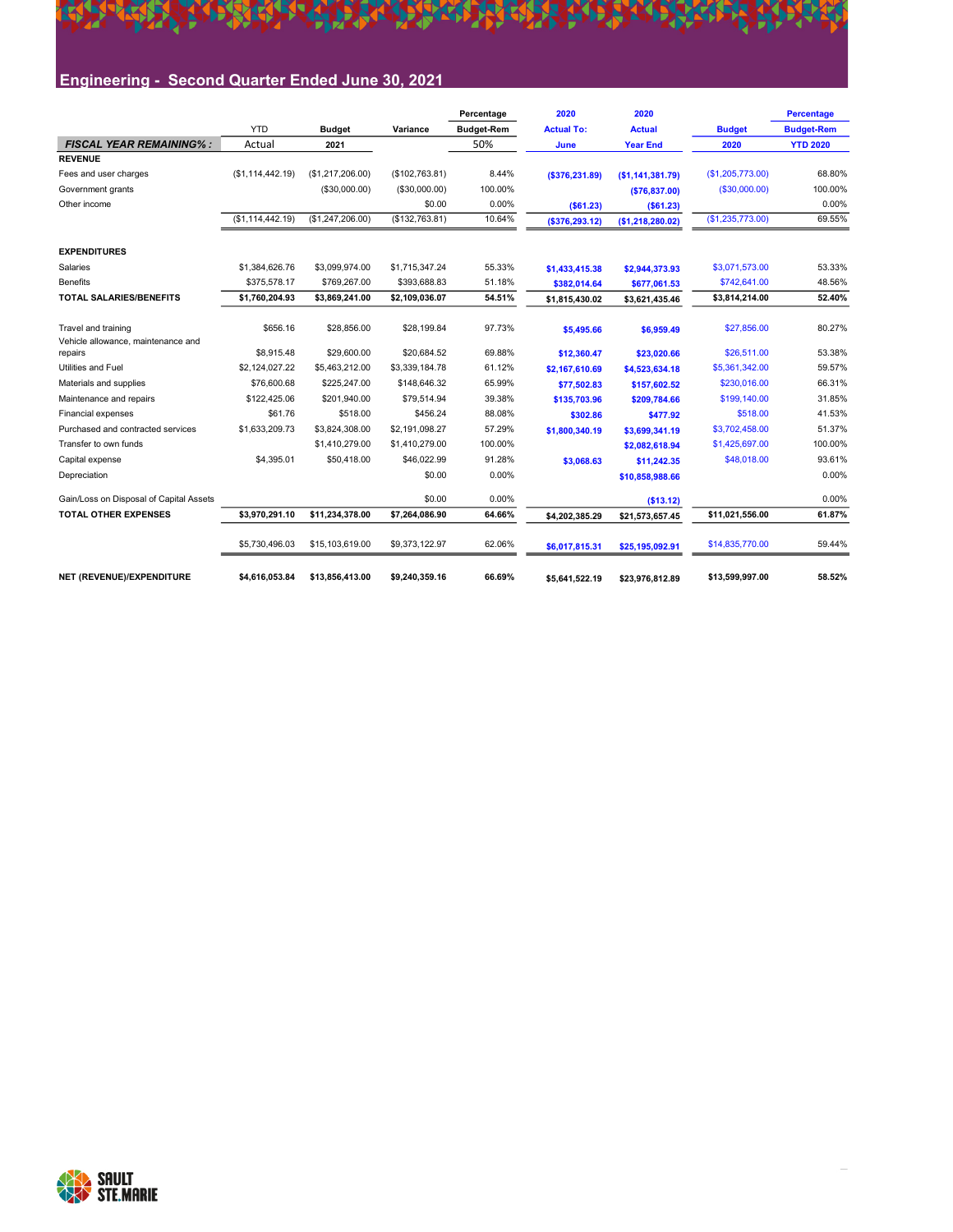## Engineering - Second Quarter Ended June 30, 2021

| FISCAL YEAR REMAINING% : | YTD Actual | Budget 2021 | Variance | Percentage Budget-Rem 50% | 2020 Actual To: June | 2020 Actual Year End | Budget 2020 | Percentage Budget-Rem YTD 2020 |
|---|---|---|---|---|---|---|---|---|
| **REVENUE** | | | | | | | | |
| Fees and user charges | ($1,114,442.19) | ($1,217,206.00) | ($102,763.81) | 8.44% | ($376,231.89) | ($1,141,381.79) | ($1,205,773.00) | 68.80% |
| Government grants | | ($30,000.00) | ($30,000.00) | 100.00% | | ($76,837.00) | ($30,000.00) | 100.00% |
| Other income | | | $0.00 | 0.00% | ($61.23) | ($61.23) | | 0.00% |
| | ($1,114,442.19) | ($1,247,206.00) | ($132,763.81) | 10.64% | ($376,293.12) | ($1,218,280.02) | ($1,235,773.00) | 69.55% |
| **EXPENDITURES** | | | | | | | | |
| Salaries | $1,384,626.76 | $3,099,974.00 | $1,715,347.24 | 55.33% | $1,433,415.38 | $2,944,373.93 | $3,071,573.00 | 53.33% |
| Benefits | $375,578.17 | $769,267.00 | $393,688.83 | 51.18% | $382,014.64 | $677,061.53 | $742,641.00 | 48.56% |
| **TOTAL SALARIES/BENEFITS** | **$1,760,204.93** | **$3,869,241.00** | **$2,109,036.07** | **54.51%** | $1,815,430.02 | $3,621,435.46 | **$3,814,214.00** | **52.40%** |
| Travel and training | $656.16 | $28,856.00 | $28,199.84 | 97.73% | $5,495.66 | $6,959.49 | $27,856.00 | 80.27% |
| Vehicle allowance, maintenance and repairs | $8,915.48 | $29,600.00 | $20,684.52 | 69.88% | $12,360.47 | $23,020.66 | $26,511.00 | 53.38% |
| Utilities and Fuel | $2,124,027.22 | $5,463,212.00 | $3,339,184.78 | 61.12% | $2,167,610.69 | $4,523,634.18 | $5,361,342.00 | 59.57% |
| Materials and supplies | $76,600.68 | $225,247.00 | $148,646.32 | 65.99% | $77,502.83 | $157,602.52 | $230,016.00 | 66.31% |
| Maintenance and repairs | $122,425.06 | $201,940.00 | $79,514.94 | 39.38% | $135,703.96 | $209,784.66 | $199,140.00 | 31.85% |
| Financial expenses | $61.76 | $518.00 | $456.24 | 88.08% | $302.86 | $477.92 | $518.00 | 41.53% |
| Purchased and contracted services | $1,633,209.73 | $3,824,308.00 | $2,191,098.27 | 57.29% | $1,800,340.19 | $3,699,341.19 | $3,702,458.00 | 51.37% |
| Transfer to own funds | | $1,410,279.00 | $1,410,279.00 | 100.00% | | $2,082,618.94 | $1,425,697.00 | 100.00% |
| Capital expense | $4,395.01 | $50,418.00 | $46,022.99 | 91.28% | $3,068.63 | $11,242.35 | $48,018.00 | 93.61% |
| Depreciation | | | $0.00 | 0.00% | | $10,858,988.66 | | 0.00% |
| Gain/Loss on Disposal of Capital Assets | | | $0.00 | 0.00% | | ($13.12) | | 0.00% |
| **TOTAL OTHER EXPENSES** | **$3,970,291.10** | **$11,234,378.00** | **$7,264,086.90** | **64.66%** | $4,202,385.29 | $21,573,657.45 | **$11,021,556.00** | **61.87%** |
| | $5,730,496.03 | $15,103,619.00 | $9,373,122.97 | 62.06% | $6,017,815.31 | $25,195,092.91 | $14,835,770.00 | 59.44% |
| **NET (REVENUE)/EXPENDITURE** | **$4,616,053.84** | **$13,856,413.00** | **$9,240,359.16** | **66.69%** | $5,641,522.19 | $23,976,812.89 | **$13,599,997.00** | **58.52%** |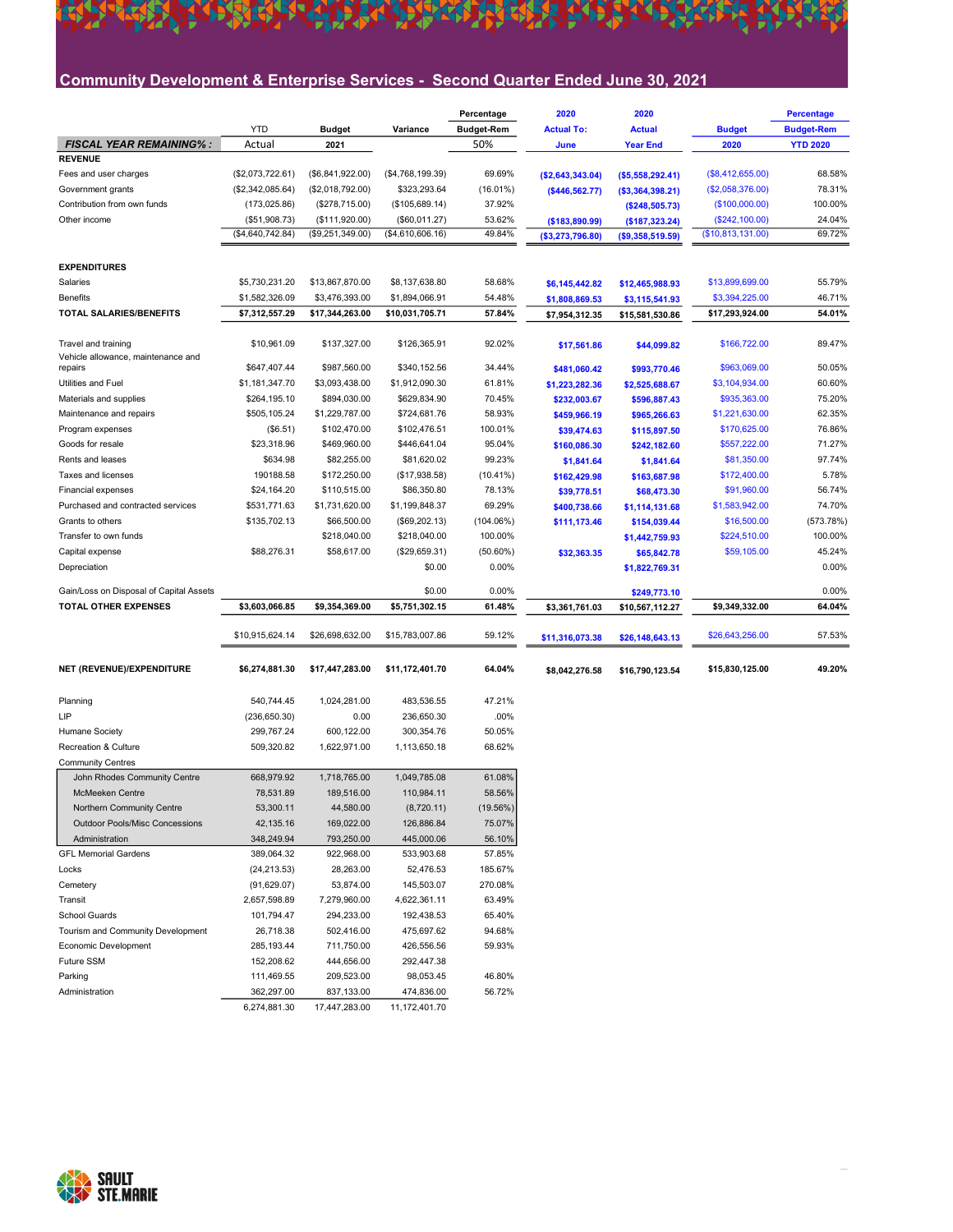# Community Development & Enterprise Services - Second Quarter Ended June 30, 2021

| | YTD | Budget | Variance | Percentage Budget-Rem | 2020 Actual To: | 2020 Actual | Budget | Percentage Budget-Rem |
|---|---|---|---|---|---|---|---|---|
| ***FISCAL YEAR REMAINING%:*** | Actual | 2021 | | 50% | June | Year End | 2020 | YTD 2020 |
| **REVENUE** | | | | | | | | |
| Fees and user charges | ($2,073,722.61) | ($6,841,922.00) | ($4,768,199.39) | 69.69% | ($2,643,343.04) | ($5,558,292.41) | ($8,412,655.00) | 68.58% |
| Government grants | ($2,342,085.64) | ($2,018,792.00) | $323,293.64 | (16.01%) | ($446,562.77) | ($3,364,398.21) | ($2,058,376.00) | 78.31% |
| Contribution from own funds | (173,025.86) | ($278,715.00) | ($105,689.14) | 37.92% | | ($248,505.73) | ($100,000.00) | 100.00% |
| Other income | ($51,908.73) | ($111,920.00) | ($60,011.27) | 53.62% | ($183,890.99) | ($187,323.24) | ($242,100.00) | 24.04% |
| | ($4,640,742.84) | ($9,251,349.00) | ($4,610,606.16) | 49.84% | ($3,273,796.80) | ($9,358,519.59) | ($10,813,131.00) | 69.72% |
| **EXPENDITURES** | | | | | | | | |
| Salaries | $5,730,231.20 | $13,867,870.00 | $8,137,638.80 | 58.68% | $6,145,442.82 | $12,465,988.93 | $13,899,699.00 | 55.79% |
| Benefits | $1,582,326.09 | $3,476,393.00 | $1,894,066.91 | 54.48% | $1,808,869.53 | $3,115,541.93 | $3,394,225.00 | 46.71% |
| **TOTAL SALARIES/BENEFITS** | **$7,312,557.29** | **$17,344,263.00** | **$10,031,705.71** | **57.84%** | **$7,954,312.35** | **$15,581,530.86** | **$17,293,924.00** | **54.01%** |
| Travel and training | $10,961.09 | $137,327.00 | $126,365.91 | 92.02% | $17,561.86 | $44,099.82 | $166,722.00 | 89.47% |
| Vehicle allowance, maintenance and repairs | $647,407.44 | $987,560.00 | $340,152.56 | 34.44% | $481,060.42 | $993,770.46 | $963,069.00 | 50.05% |
| Utilities and Fuel | $1,181,347.70 | $3,093,438.00 | $1,912,090.30 | 61.81% | $1,223,282.36 | $2,525,688.67 | $3,104,934.00 | 60.60% |
| Materials and supplies | $264,195.10 | $894,030.00 | $629,834.90 | 70.45% | $232,003.67 | $596,887.43 | $935,363.00 | 75.20% |
| Maintenance and repairs | $505,105.24 | $1,229,787.00 | $724,681.76 | 58.93% | $459,966.19 | $965,266.63 | $1,221,630.00 | 62.35% |
| Program expenses | ($6.51) | $102,470.00 | $102,476.51 | 100.01% | $39,474.63 | $115,897.50 | $170,625.00 | 76.86% |
| Goods for resale | $23,318.96 | $469,960.00 | $446,641.04 | 95.04% | $160,086.30 | $242,182.60 | $557,222.00 | 71.27% |
| Rents and leases | $634.98 | $82,255.00 | $81,620.02 | 99.23% | $1,841.64 | $1,841.64 | $81,350.00 | 97.74% |
| Taxes and licenses | 190188.58 | $172,250.00 | ($17,938.58) | (10.41%) | $162,429.98 | $163,687.98 | $172,400.00 | 5.78% |
| Financial expenses | $24,164.20 | $110,515.00 | $86,350.80 | 78.13% | $39,778.51 | $68,473.30 | $91,960.00 | 56.74% |
| Purchased and contracted services | $531,771.63 | $1,731,620.00 | $1,199,848.37 | 69.29% | $400,738.66 | $1,114,131.68 | $1,583,942.00 | 74.70% |
| Grants to others | $135,702.13 | $66,500.00 | ($69,202.13) | (104.06%) | $111,173.46 | $154,039.44 | $16,500.00 | (573.78%) |
| Transfer to own funds | | $218,040.00 | $218,040.00 | 100.00% | | $1,442,759.93 | $224,510.00 | 100.00% |
| Capital expense | $88,276.31 | $58,617.00 | ($29,659.31) | (50.60%) | $32,363.35 | $65,842.78 | $59,105.00 | 45.24% |
| Depreciation | | | $0.00 | 0.00% | | $1,822,769.31 | | 0.00% |
| Gain/Loss on Disposal of Capital Assets | | | $0.00 | 0.00% | | $249,773.10 | | 0.00% |
| **TOTAL OTHER EXPENSES** | **$3,603,066.85** | **$9,354,369.00** | **$5,751,302.15** | **61.48%** | **$3,361,761.03** | **$10,567,112.27** | **$9,349,332.00** | **64.04%** |
| | $10,915,624.14 | $26,698,632.00 | $15,783,007.86 | 59.12% | $11,316,073.38 | $26,148,643.13 | $26,643,256.00 | 57.53% |
| **NET (REVENUE)/EXPENDITURE** | **$6,274,881.30** | **$17,447,283.00** | **$11,172,401.70** | **64.04%** | **$8,042,276.58** | **$16,790,123.54** | **$15,830,125.00** | **49.20%** |

| | YTD Actual | Budget 2021 | Variance | Percentage Budget-Rem |
|---|---|---|---|---|
| Planning | 540,744.45 | 1,024,281.00 | 483,536.55 | 47.21% |
| LIP | (236,650.30) | 0.00 | 236,650.30 | .00% |
| Humane Society | 299,767.24 | 600,122.00 | 300,354.76 | 50.05% |
| Recreation & Culture | 509,320.82 | 1,622,971.00 | 1,113,650.18 | 68.62% |
| Community Centres | | | | |
| John Rhodes Community Centre | 668,979.92 | 1,718,765.00 | 1,049,785.08 | 61.08% |
| McMeeken Centre | 78,531.89 | 189,516.00 | 110,984.11 | 58.56% |
| Northern Community Centre | 53,300.11 | 44,580.00 | (8,720.11) | (19.56%) |
| Outdoor Pools/Misc Concessions | 42,135.16 | 169,022.00 | 126,886.84 | 75.07% |
| Administration | 348,249.94 | 793,250.00 | 445,000.06 | 56.10% |
| GFL Memorial Gardens | 389,064.32 | 922,968.00 | 533,903.68 | 57.85% |
| Locks | (24,213.53) | 28,263.00 | 52,476.53 | 185.67% |
| Cemetery | (91,629.07) | 53,874.00 | 145,503.07 | 270.08% |
| Transit | 2,657,598.89 | 7,279,960.00 | 4,622,361.11 | 63.49% |
| School Guards | 101,794.47 | 294,233.00 | 192,438.53 | 65.40% |
| Tourism and Community Development | 26,718.38 | 502,416.00 | 475,697.62 | 94.68% |
| Economic Development | 285,193.44 | 711,750.00 | 426,556.56 | 59.93% |
| Future SSM | 152,208.62 | 444,656.00 | 292,447.38 | |
| Parking | 111,469.55 | 209,523.00 | 98,053.45 | 46.80% |
| Administration | 362,297.00 | 837,133.00 | 474,836.00 | 56.72% |
| | 6,274,881.30 | 17,447,283.00 | 11,172,401.70 | |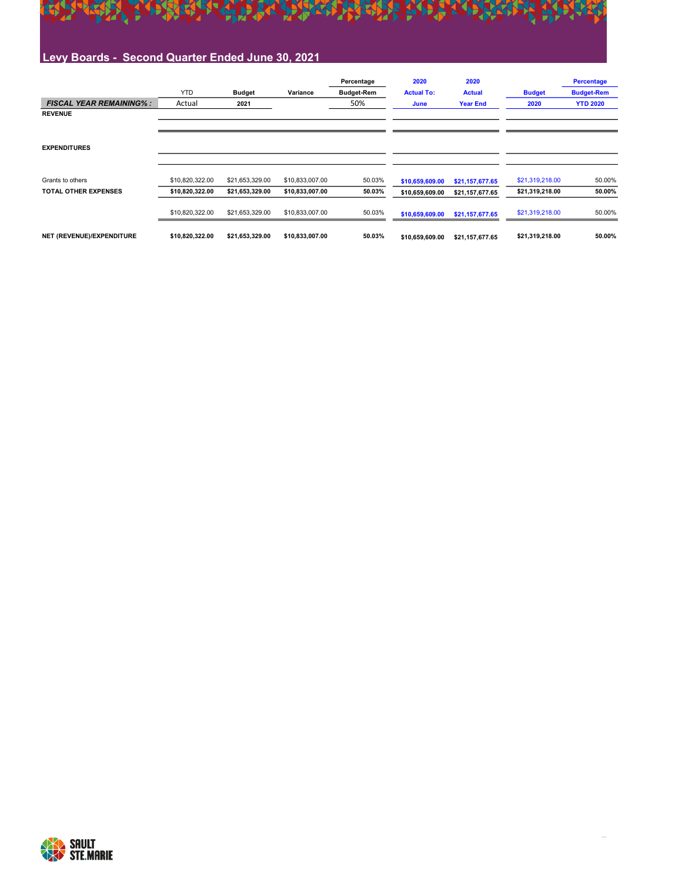## Levy Boards - Second Quarter Ended June 30, 2021

| FISCAL YEAR REMAINING% : | YTD Actual | Budget 2021 | Variance | Percentage Budget-Rem 50% | 2020 Actual To: June | 2020 Actual Year End | Budget 2020 | Percentage Budget-Rem YTD 2020 |
|---|---|---|---|---|---|---|---|---|
| **REVENUE** | | | | | | | | |
| **EXPENDITURES** | | | | | | | | |
| Grants to others | $10,820,322.00 | $21,653,329.00 | $10,833,007.00 | 50.03% | $10,659,609.00 | $21,157,677.65 | $21,319,218.00 | 50.00% |
| **TOTAL OTHER EXPENSES** | **$10,820,322.00** | **$21,653,329.00** | **$10,833,007.00** | **50.03%** | **$10,659,609.00** | **$21,157,677.65** | **$21,319,218.00** | **50.00%** |
| | $10,820,322.00 | $21,653,329.00 | $10,833,007.00 | 50.03% | $10,659,609.00 | $21,157,677.65 | $21,319,218.00 | 50.00% |
| **NET (REVENUE)/EXPENDITURE** | **$10,820,322.00** | **$21,653,329.00** | **$10,833,007.00** | **50.03%** | **$10,659,609.00** | **$21,157,677.65** | **$21,319,218.00** | **50.00%** |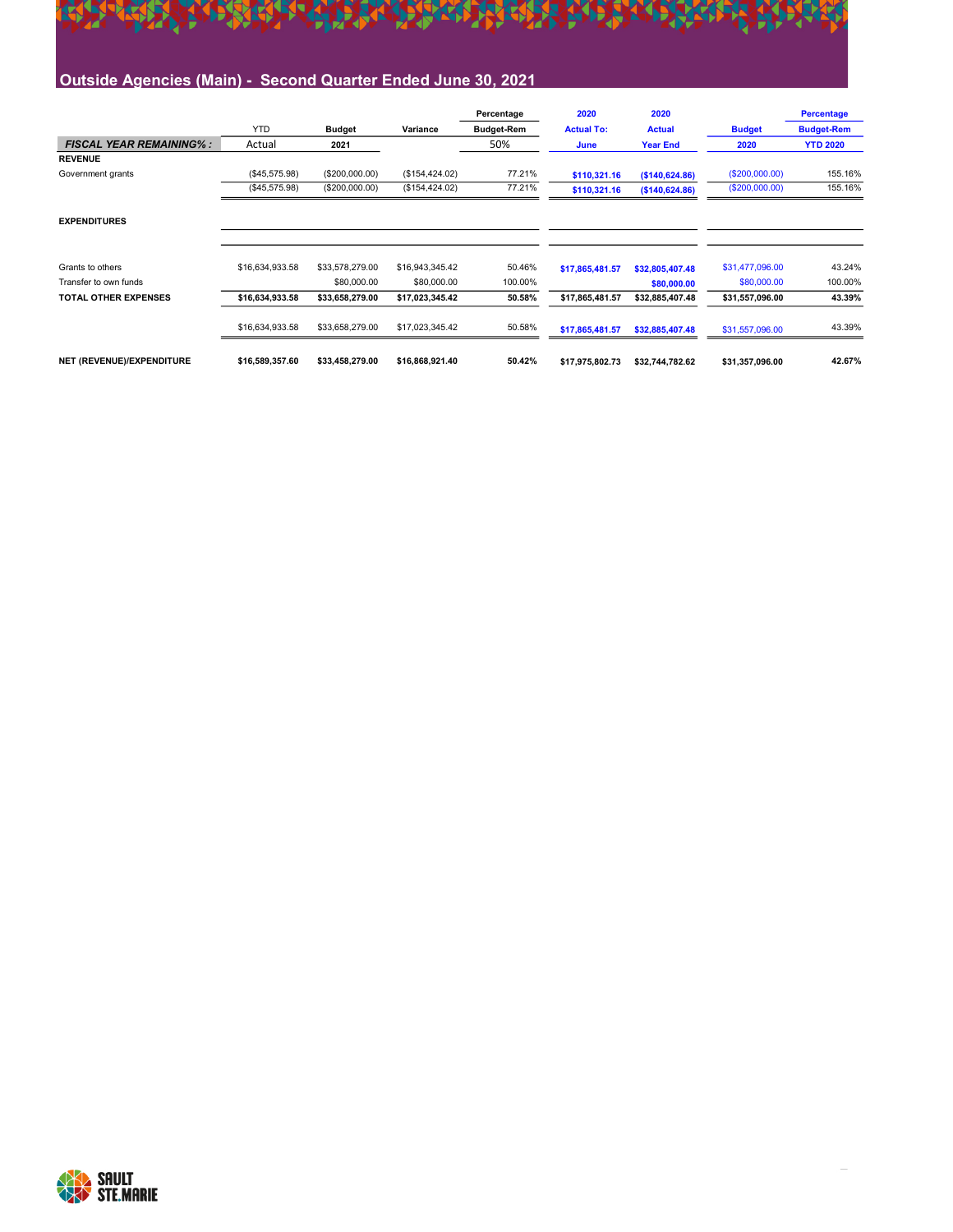# Outside Agencies (Main) - Second Quarter Ended June 30, 2021

| | YTD | Budget | Variance | Percentage Budget-Rem | 2020 Actual To: | 2020 Actual | Budget | Percentage Budget-Rem |
|---|---|---|---|---|---|---|---|---|
| ***FISCAL YEAR REMAINING% :*** | Actual | 2021 | | 50% | June | Year End | 2020 | YTD 2020 |
| **REVENUE** | | | | | | | | |
| Government grants | ($45,575.98) | ($200,000.00) | ($154,424.02) | 77.21% | $110,321.16 | ($140,624.86) | ($200,000.00) | 155.16% |
| | ($45,575.98) | ($200,000.00) | ($154,424.02) | 77.21% | $110,321.16 | ($140,624.86) | ($200,000.00) | 155.16% |
| **EXPENDITURES** | | | | | | | | |
| Grants to others | $16,634,933.58 | $33,578,279.00 | $16,943,345.42 | 50.46% | $17,865,481.57 | $32,805,407.48 | $31,477,096.00 | 43.24% |
| Transfer to own funds | | $80,000.00 | $80,000.00 | 100.00% | | $80,000.00 | $80,000.00 | 100.00% |
| **TOTAL OTHER EXPENSES** | **$16,634,933.58** | **$33,658,279.00** | **$17,023,345.42** | **50.58%** | **$17,865,481.57** | **$32,885,407.48** | **$31,557,096.00** | **43.39%** |
| | $16,634,933.58 | $33,658,279.00 | $17,023,345.42 | 50.58% | $17,865,481.57 | $32,885,407.48 | $31,557,096.00 | 43.39% |
| **NET (REVENUE)/EXPENDITURE** | **$16,589,357.60** | **$33,458,279.00** | **$16,868,921.40** | **50.42%** | **$17,975,802.73** | **$32,744,782.62** | **$31,357,096.00** | **42.67%** |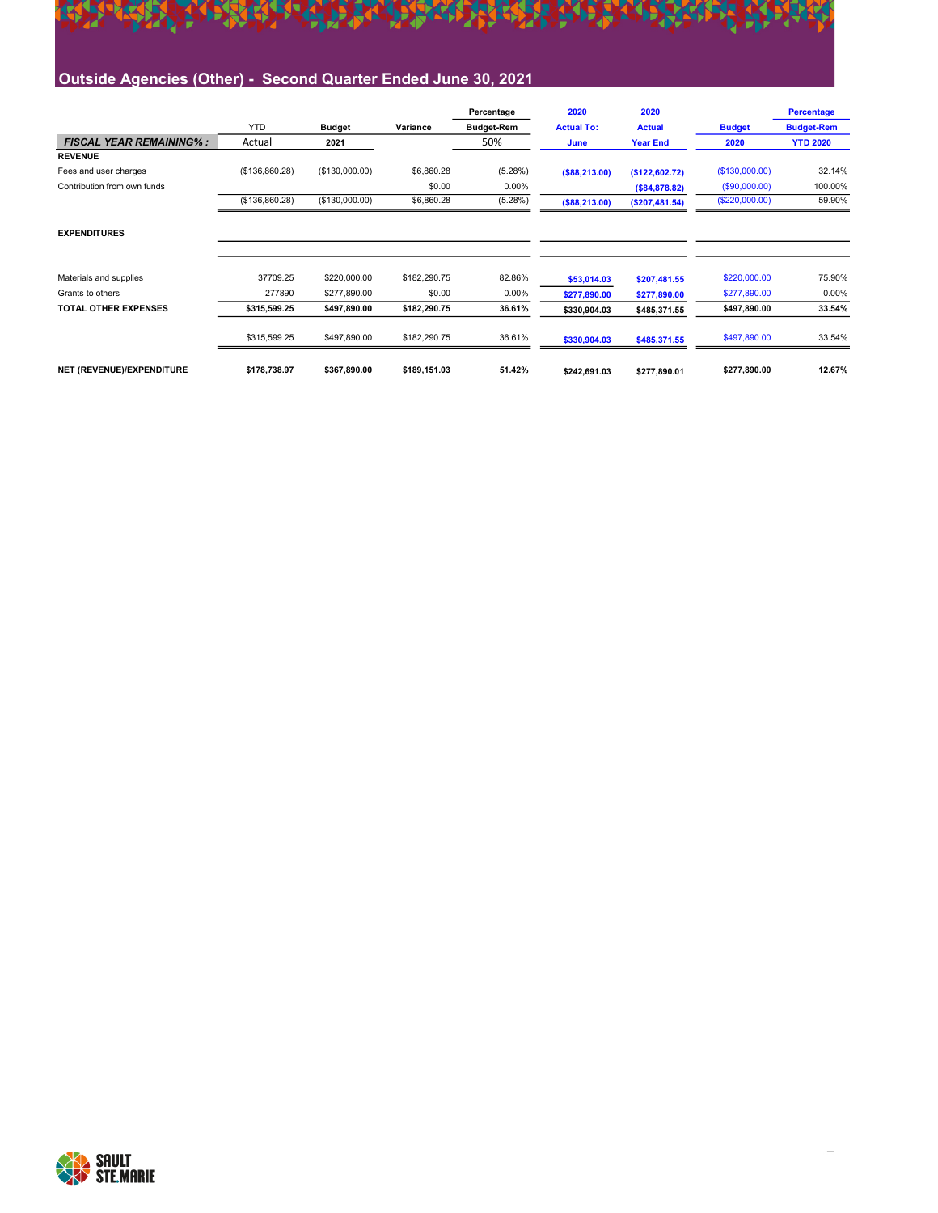## Outside Agencies (Other) - Second Quarter Ended June 30, 2021

| | YTD | Budget | Variance | Percentage Budget-Rem | 2020 Actual To: | 2020 Actual | Budget | Percentage Budget-Rem |
|---|---|---|---|---|---|---|---|---|
| ***FISCAL YEAR REMAINING% :*** | Actual | 2021 | | 50% | June | Year End | 2020 | YTD 2020 |
| **REVENUE** | | | | | | | | |
| Fees and user charges | ($136,860.28) | ($130,000.00) | $6,860.28 | (5.28%) | ($88,213.00) | ($122,602.72) | ($130,000.00) | 32.14% |
| Contribution from own funds | | | $0.00 | 0.00% | | ($84,878.82) | ($90,000.00) | 100.00% |
| | ($136,860.28) | ($130,000.00) | $6,860.28 | (5.28%) | ($88,213.00) | ($207,481.54) | ($220,000.00) | 59.90% |
| **EXPENDITURES** | | | | | | | | |
| Materials and supplies | 37709.25 | $220,000.00 | $182,290.75 | 82.86% | $53,014.03 | $207,481.55 | $220,000.00 | 75.90% |
| Grants to others | 277890 | $277,890.00 | $0.00 | 0.00% | $277,890.00 | $277,890.00 | $277,890.00 | 0.00% |
| **TOTAL OTHER EXPENSES** | **$315,599.25** | **$497,890.00** | **$182,290.75** | **36.61%** | **$330,904.03** | **$485,371.55** | **$497,890.00** | **33.54%** |
| | $315,599.25 | $497,890.00 | $182,290.75 | 36.61% | $330,904.03 | $485,371.55 | $497,890.00 | 33.54% |
| **NET (REVENUE)/EXPENDITURE** | **$178,738.97** | **$367,890.00** | **$189,151.03** | **51.42%** | **$242,691.03** | **$277,890.01** | **$277,890.00** | **12.67%** |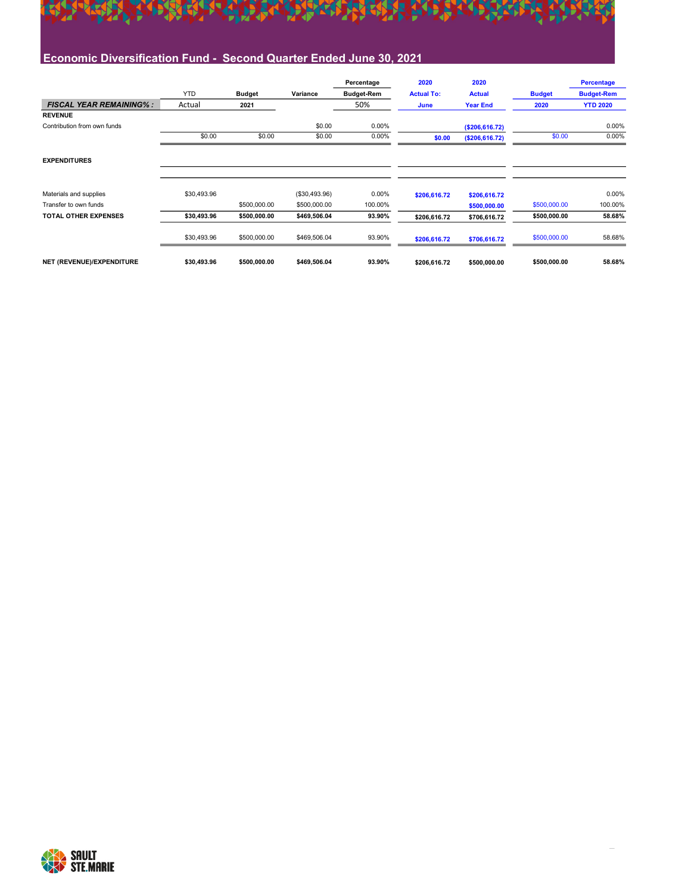## Economic Diversification Fund - Second Quarter Ended June 30, 2021

| FISCAL YEAR REMAINING% : | YTD Actual | Budget 2021 | Variance | Percentage Budget-Rem 50% | 2020 Actual To: June | 2020 Actual Year End | Budget 2020 | Percentage Budget-Rem YTD 2020 |
|---|---|---|---|---|---|---|---|---|
| **REVENUE** | | | | | | | | |
| Contribution from own funds | | | $0.00 | 0.00% | | ($206,616.72) | | 0.00% |
| | $0.00 | $0.00 | $0.00 | 0.00% | $0.00 | ($206,616.72) | $0.00 | 0.00% |
| **EXPENDITURES** | | | | | | | | |
| Materials and supplies | $30,493.96 | | ($30,493.96) | 0.00% | $206,616.72 | $206,616.72 | | 0.00% |
| Transfer to own funds | | $500,000.00 | $500,000.00 | 100.00% | | $500,000.00 | $500,000.00 | 100.00% |
| **TOTAL OTHER EXPENSES** | **$30,493.96** | **$500,000.00** | **$469,506.04** | **93.90%** | **$206,616.72** | **$706,616.72** | **$500,000.00** | **58.68%** |
| | $30,493.96 | $500,000.00 | $469,506.04 | 93.90% | $206,616.72 | $706,616.72 | $500,000.00 | 58.68% |
| **NET (REVENUE)/EXPENDITURE** | **$30,493.96** | **$500,000.00** | **$469,506.04** | **93.90%** | **$206,616.72** | **$500,000.00** | **$500,000.00** | **58.68%** |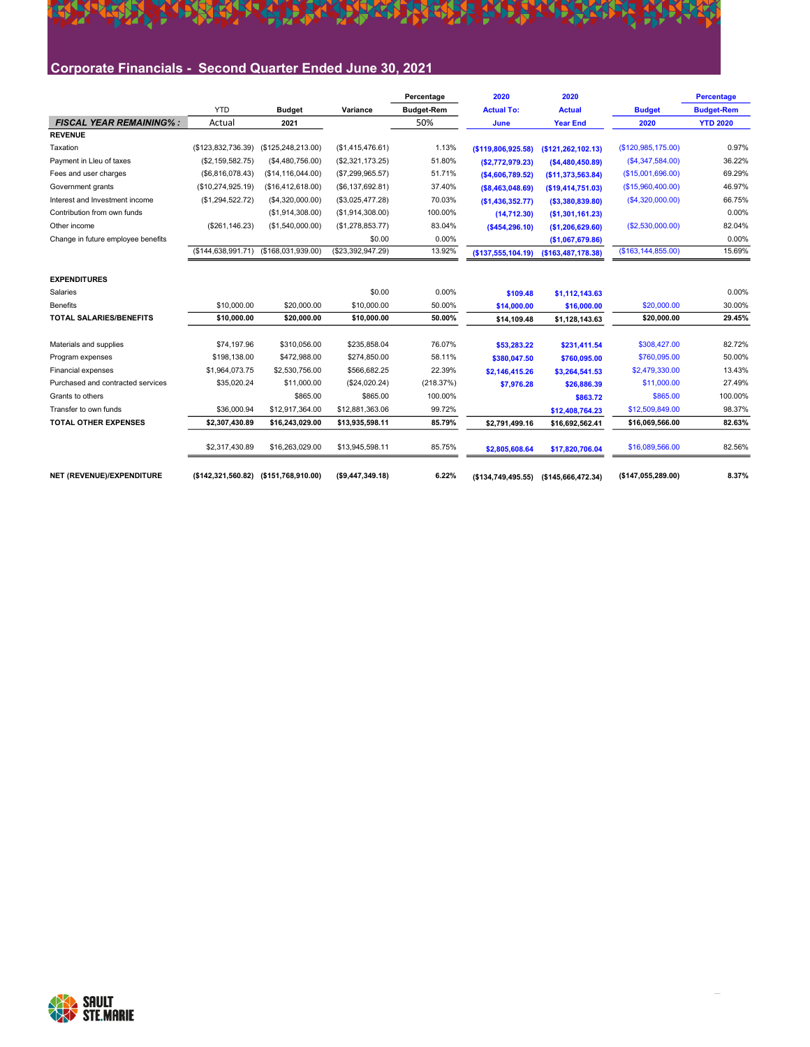## Corporate Financials - Second Quarter Ended June 30, 2021

| | YTD Actual | Budget 2021 | Variance | Percentage Budget-Rem | 2020 Actual To: June | 2020 Actual Year End | Budget 2020 | Percentage Budget-Rem YTD 2020 |
|---|---|---|---|---|---|---|---|---|
| ***FISCAL YEAR REMAINING% :*** | | | | 50% | | | | |
| **REVENUE** | | | | | | | | |
| Taxation | ($123,832,736.39) | ($125,248,213.00) | ($1,415,476.61) | 1.13% | ($119,806,925.58) | ($121,262,102.13) | ($120,985,175.00) | 0.97% |
| Payment in Lleu of taxes | ($2,159,582.75) | ($4,480,756.00) | ($2,321,173.25) | 51.80% | ($2,772,979.23) | ($4,480,450.89) | ($4,347,584.00) | 36.22% |
| Fees and user charges | ($6,816,078.43) | ($14,116,044.00) | ($7,299,965.57) | 51.71% | ($4,606,789.52) | ($11,373,563.84) | ($15,001,696.00) | 69.29% |
| Government grants | ($10,274,925.19) | ($16,412,618.00) | ($6,137,692.81) | 37.40% | ($8,463,048.69) | ($19,414,751.03) | ($15,960,400.00) | 46.97% |
| Interest and Investment income | ($1,294,522.72) | ($4,320,000.00) | ($3,025,477.28) | 70.03% | ($1,436,352.77) | ($3,380,839.80) | ($4,320,000.00) | 66.75% |
| Contribution from own funds | | ($1,914,308.00) | ($1,914,308.00) | 100.00% | (14,712.30) | ($1,301,161.23) | | 0.00% |
| Other income | ($261,146.23) | ($1,540,000.00) | ($1,278,853.77) | 83.04% | ($454,296.10) | ($1,206,629.60) | ($2,530,000.00) | 82.04% |
| Change in future employee benefits | | | $0.00 | 0.00% | | ($1,067,679.86) | | 0.00% |
| | ($144,638,991.71) | ($168,031,939.00) | ($23,392,947.29) | 13.92% | ($137,555,104.19) | ($163,487,178.38) | ($163,144,855.00) | 15.69% |
| **EXPENDITURES** | | | | | | | | |
| Salaries | | | $0.00 | 0.00% | $109.48 | $1,112,143.63 | | 0.00% |
| Benefits | $10,000.00 | $20,000.00 | $10,000.00 | 50.00% | $14,000.00 | $16,000.00 | $20,000.00 | 30.00% |
| **TOTAL SALARIES/BENEFITS** | **$10,000.00** | **$20,000.00** | **$10,000.00** | **50.00%** | **$14,109.48** | **$1,128,143.63** | **$20,000.00** | **29.45%** |
| Materials and supplies | $74,197.96 | $310,056.00 | $235,858.04 | 76.07% | $53,283.22 | $231,411.54 | $308,427.00 | 82.72% |
| Program expenses | $198,138.00 | $472,988.00 | $274,850.00 | 58.11% | $380,047.50 | $760,095.00 | $760,095.00 | 50.00% |
| Financial expenses | $1,964,073.75 | $2,530,756.00 | $566,682.25 | 22.39% | $2,146,415.26 | $3,264,541.53 | $2,479,330.00 | 13.43% |
| Purchased and contracted services | $35,020.24 | $11,000.00 | ($24,020.24) | (218.37%) | $7,976.28 | $26,886.39 | $11,000.00 | 27.49% |
| Grants to others | | $865.00 | $865.00 | 100.00% | | $863.72 | $865.00 | 100.00% |
| Transfer to own funds | $36,000.94 | $12,917,364.00 | $12,881,363.06 | 99.72% | | $12,408,764.23 | $12,509,849.00 | 98.37% |
| **TOTAL OTHER EXPENSES** | **$2,307,430.89** | **$16,243,029.00** | **$13,935,598.11** | **85.79%** | **$2,791,499.16** | **$16,692,562.41** | **$16,069,566.00** | **82.63%** |
| | $2,317,430.89 | $16,263,029.00 | $13,945,598.11 | 85.75% | $2,805,608.64 | $17,820,706.04 | $16,089,566.00 | 82.56% |
| **NET (REVENUE)/EXPENDITURE** | **($142,321,560.82)** | **($151,768,910.00)** | **($9,447,349.18)** | **6.22%** | **($134,749,495.55)** | **($145,666,472.34)** | **($147,055,289.00)** | **8.37%** |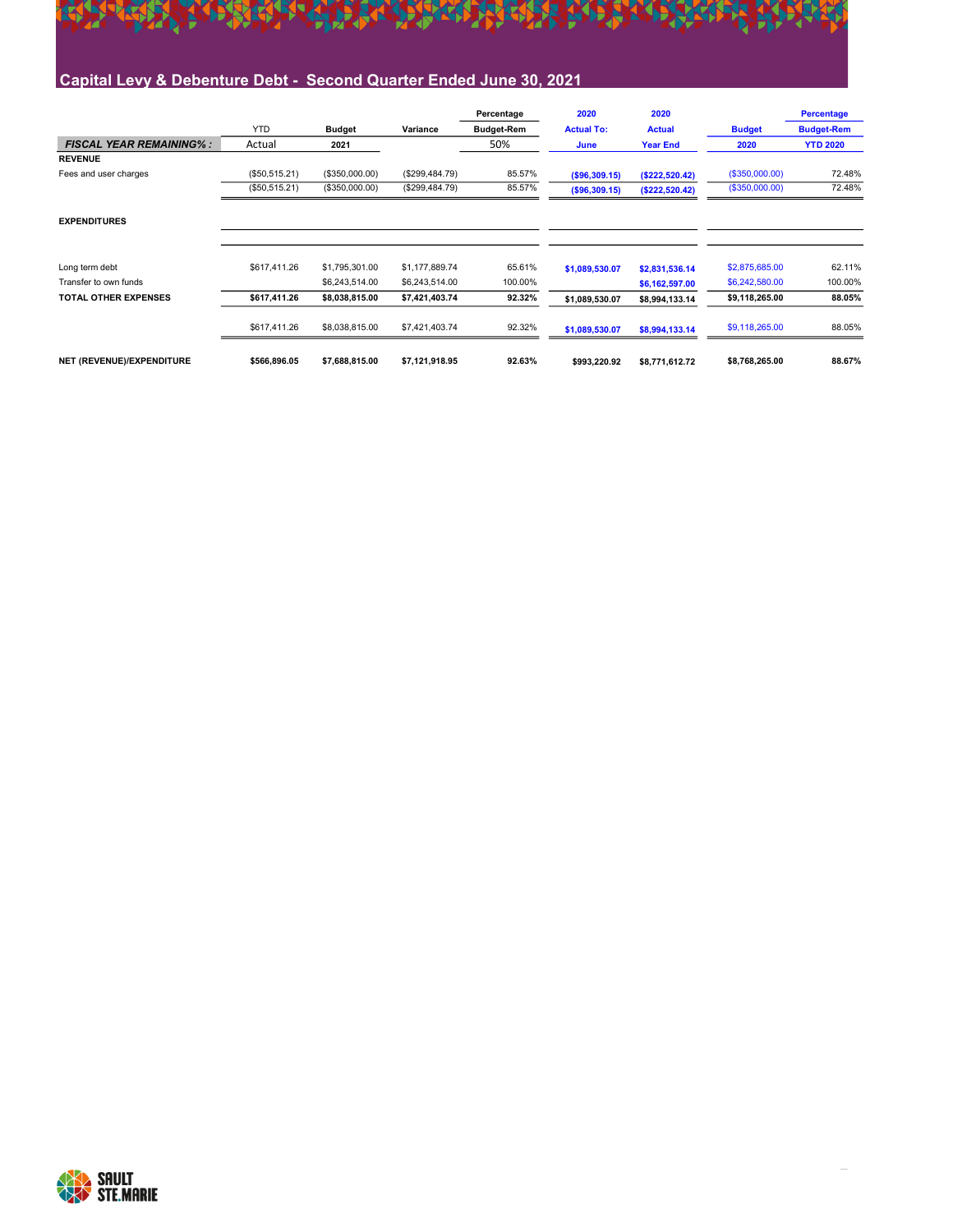## Capital Levy & Debenture Debt - Second Quarter Ended June 30, 2021

| | YTD | Budget | Variance | Percentage Budget-Rem | 2020 Actual To: | 2020 Actual | Budget | Percentage Budget-Rem |
|---|---|---|---|---|---|---|---|---|
| ***FISCAL YEAR REMAINING% :*** | Actual | **2021** | | 50% | **June** | **Year End** | **2020** | **YTD 2020** |
| **REVENUE** | | | | | | | | |
| Fees and user charges | ($50,515.21) | ($350,000.00) | ($299,484.79) | 85.57% | **($96,309.15)** | **($222,520.42)** | ($350,000.00) | 72.48% |
| | ($50,515.21) | ($350,000.00) | ($299,484.79) | 85.57% | **($96,309.15)** | **($222,520.42)** | ($350,000.00) | 72.48% |
| **EXPENDITURES** | | | | | | | | |
| Long term debt | $617,411.26 | $1,795,301.00 | $1,177,889.74 | 65.61% | **$1,089,530.07** | **$2,831,536.14** | $2,875,685.00 | 62.11% |
| Transfer to own funds | | $6,243,514.00 | $6,243,514.00 | 100.00% | | **$6,162,597.00** | $6,242,580.00 | 100.00% |
| **TOTAL OTHER EXPENSES** | **$617,411.26** | **$8,038,815.00** | **$7,421,403.74** | **92.32%** | **$1,089,530.07** | **$8,994,133.14** | **$9,118,265.00** | **88.05%** |
| | $617,411.26 | $8,038,815.00 | $7,421,403.74 | 92.32% | **$1,089,530.07** | **$8,994,133.14** | $9,118,265.00 | 88.05% |
| **NET (REVENUE)/EXPENDITURE** | **$566,896.05** | **$7,688,815.00** | **$7,121,918.95** | **92.63%** | **$993,220.92** | **$8,771,612.72** | **$8,768,265.00** | **88.67%** |